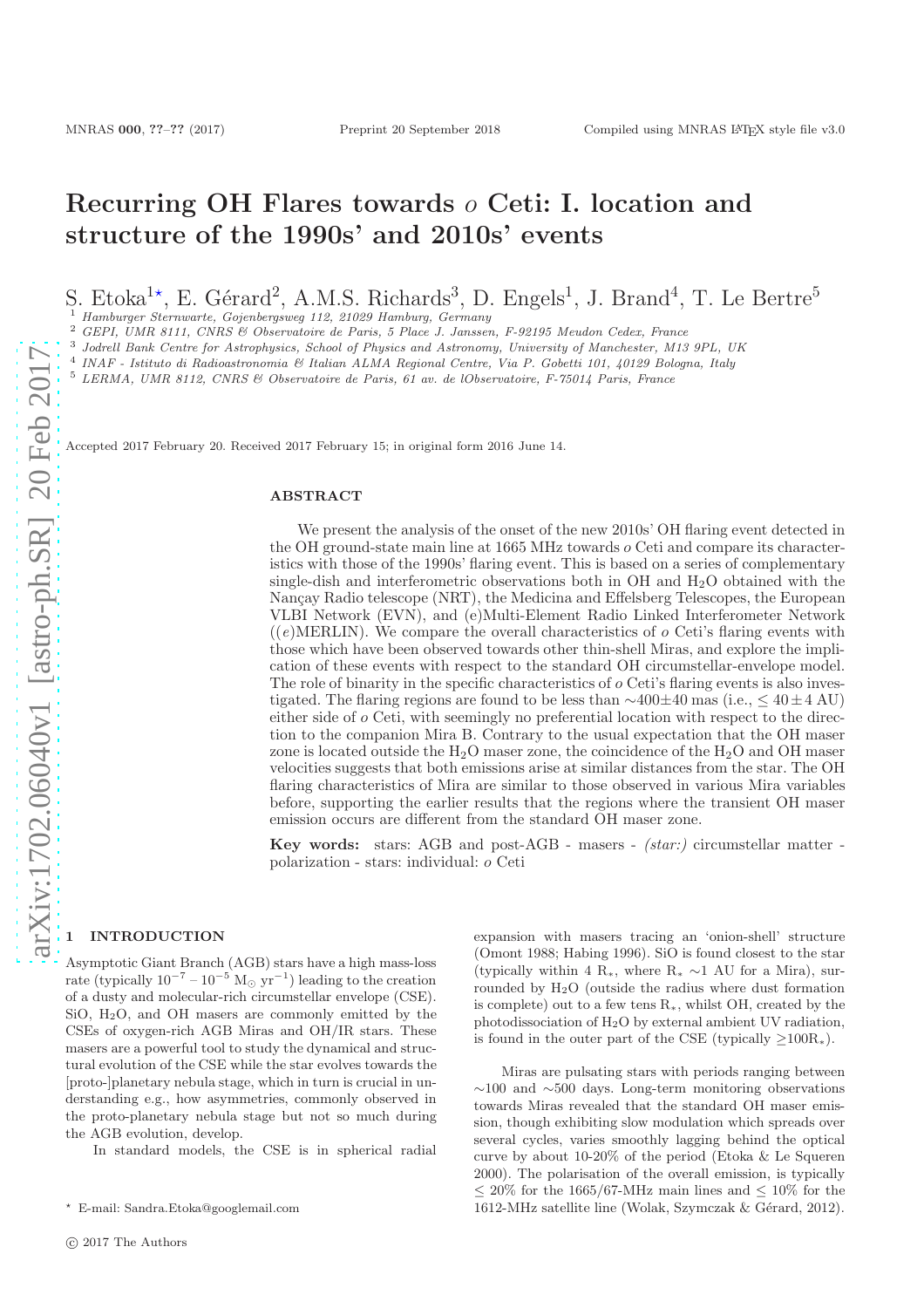# Recurring OH Flares towards *o* Ceti: I. location and structure of the 1990s' and 2010s' events

S. Etoka[1⋆], E. Gérard[2], A.M.S. Richards[3], D. Engels[1], J. Brand[4], T. Le Bertre[5]

[1] Hamburger Sternwarte, Gojenbergsweg 112, 21029 Hamburg, Germany
[2] GEPI, UMR 8111, CNRS & Observatoire de Paris, 5 Place J. Janssen, F-92195 Meudon Cedex, France
[3] Jodrell Bank Centre for Astrophysics, School of Physics and Astronomy, University of Manchester, M13 9PL, UK
[4] INAF - Istituto di Radioastronomia & Italian ALMA Regional Centre, Via P. Gobetti 101, 40129 Bologna, Italy
[5] LERMA, UMR 8112, CNRS & Observatoire de Paris, 61 av. de lObservatoire, F-75014 Paris, France

Accepted 2017 February 20. Received 2017 February 15; in original form 2016 June 14.

## ABSTRACT

We present the analysis of the onset of the new 2010s' OH flaring event detected in the OH ground-state main line at 1665 MHz towards *o* Ceti and compare its characteristics with those of the 1990s' flaring event. This is based on a series of complementary single-dish and interferometric observations both in OH and $H_2O$ obtained with the Nançay Radio telescope (NRT), the Medicina and Effelsberg Telescopes, the European VLBI Network (EVN), and (*e*)Multi-Element Radio Linked Interferometer Network ((*e*)MERLIN). We compare the overall characteristics of *o* Ceti's flaring events with those which have been observed towards other thin-shell Miras, and explore the implication of these events with respect to the standard OH circumstellar-envelope model. The role of binarity in the specific characteristics of *o* Ceti's flaring events is also investigated. The flaring regions are found to be less than $\sim$400$\pm$40 mas (i.e., $\leq$ 40 $\pm$ 4 AU) either side of *o* Ceti, with seemingly no preferential location with respect to the direction to the companion Mira B. Contrary to the usual expectation that the OH maser zone is located outside the $H_2O$ maser zone, the coincidence of the $H_2O$ and OH maser velocities suggests that both emissions arise at similar distances from the star. The OH flaring characteristics of Mira are similar to those observed in various Mira variables before, supporting the earlier results that the regions where the transient OH maser emission occurs are different from the standard OH maser zone.

**Key words:** stars: AGB and post-AGB - masers - *(star:)* circumstellar matter - polarization - stars: individual: *o* Ceti

## 1 INTRODUCTION

Asymptotic Giant Branch (AGB) stars have a high mass-loss rate (typically $10^{-7} - 10^{-5}$ $M_\odot$ $yr^{-1}$) leading to the creation of a dusty and molecular-rich circumstellar envelope (CSE). SiO, $H_2O$, and OH masers are commonly emitted by the CSEs of oxygen-rich AGB Miras and OH/IR stars. These masers are a powerful tool to study the dynamical and structural evolution of the CSE while the star evolves towards the [proto-]planetary nebula stage, which in turn is crucial in understanding e.g., how asymmetries, commonly observed in the proto-planetary nebula stage but not so much during the AGB evolution, develop.

In standard models, the CSE is in spherical radial expansion with masers tracing an 'onion-shell' structure (Omont 1988; Habing 1996). SiO is found closest to the star (typically within 4 $R_*$, where $R_*$ $\sim$1 AU for a Mira), surrounded by $H_2O$ (outside the radius where dust formation is complete) out to a few tens $R_*$, whilst OH, created by the photodissociation of $H_2O$ by external ambient UV radiation, is found in the outer part of the CSE (typically $\geq$100$R_*$).

Miras are pulsating stars with periods ranging between $\sim$100 and $\sim$500 days. Long-term monitoring observations towards Miras revealed that the standard OH maser emission, though exhibiting slow modulation which spreads over several cycles, varies smoothly lagging behind the optical curve by about 10-20% of the period (Etoka & Le Squeren 2000). The polarisation of the overall emission, is typically $\leq$ 20% for the 1665/67-MHz main lines and $\leq$ 10% for the 1612-MHz satellite line (Wolak, Szymczak & Gérard, 2012).

⋆ E-mail: Sandra.Etoka@googlemail.com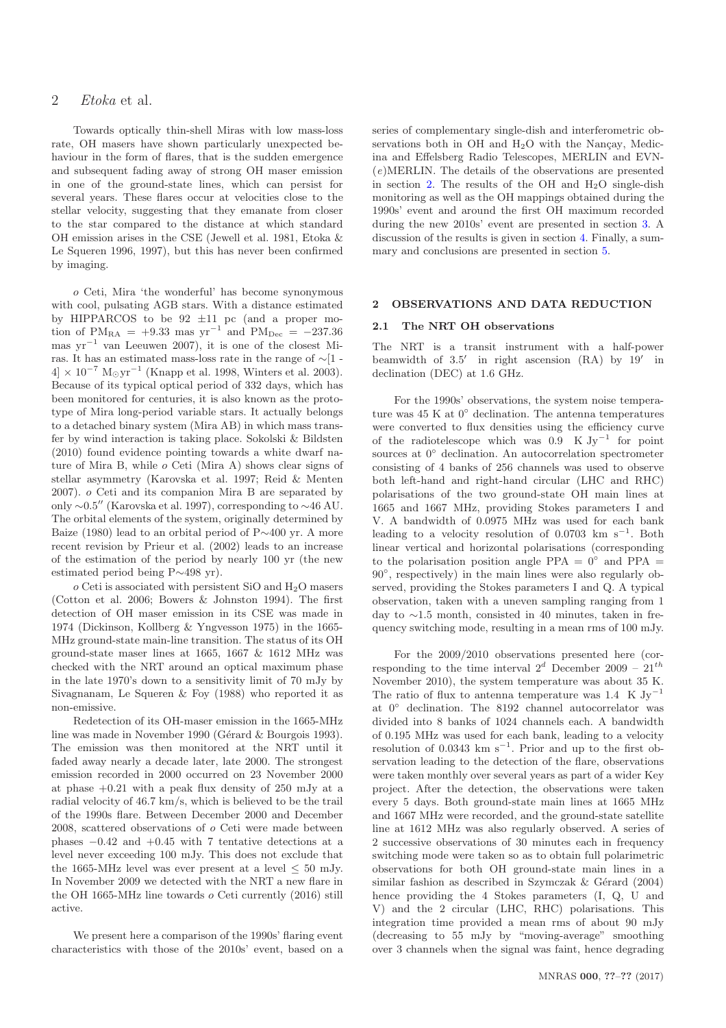Towards optically thin-shell Miras with low mass-loss rate, OH masers have shown particularly unexpected behaviour in the form of flares, that is the sudden emergence and subsequent fading away of strong OH maser emission in one of the ground-state lines, which can persist for several years. These flares occur at velocities close to the stellar velocity, suggesting that they emanate from closer to the star compared to the distance at which standard OH emission arises in the CSE (Jewell et al. 1981, Etoka & Le Squeren 1996, 1997), but this has never been confirmed by imaging.

*o* Ceti, Mira 'the wonderful' has become synonymous with cool, pulsating AGB stars. With a distance estimated by HIPPARCOS to be 92 ±11 pc (and a proper motion of $\mathrm{PM_{RA}}$ = +9.33 mas $\mathrm{yr^{-1}}$ and $\mathrm{PM_{Dec}}$ = −237.36 mas $\mathrm{yr^{-1}}$ van Leeuwen 2007), it is one of the closest Miras. It has an estimated mass-loss rate in the range of ∼[1 - 4] × $10^{-7}$ $\mathrm{M_\odot yr^{-1}}$ (Knapp et al. 1998, Winters et al. 2003). Because of its typical optical period of 332 days, which has been monitored for centuries, it is also known as the prototype of Mira long-period variable stars. It actually belongs to a detached binary system (Mira AB) in which mass transfer by wind interaction is taking place. Sokolski & Bildsten (2010) found evidence pointing towards a white dwarf nature of Mira B, while *o* Ceti (Mira A) shows clear signs of stellar asymmetry (Karovska et al. 1997; Reid & Menten 2007). *o* Ceti and its companion Mira B are separated by only ∼0.5″ (Karovska et al. 1997), corresponding to ∼46 AU. The orbital elements of the system, originally determined by Baize (1980) lead to an orbital period of P∼400 yr. A more recent revision by Prieur et al. (2002) leads to an increase of the estimation of the period by nearly 100 yr (the new estimated period being P∼498 yr).

*o* Ceti is associated with persistent SiO and $H_2O$ masers (Cotton et al. 2006; Bowers & Johnston 1994). The first detection of OH maser emission in its CSE was made in 1974 (Dickinson, Kollberg & Yngvesson 1975) in the 1665-MHz ground-state main-line transition. The status of its OH ground-state maser lines at 1665, 1667 & 1612 MHz was checked with the NRT around an optical maximum phase in the late 1970's down to a sensitivity limit of 70 mJy by Sivagnanam, Le Squeren & Foy (1988) who reported it as non-emissive.

Redetection of its OH-maser emission in the 1665-MHz line was made in November 1990 (Gérard & Bourgois 1993). The emission was then monitored at the NRT until it faded away nearly a decade later, late 2000. The strongest emission recorded in 2000 occurred on 23 November 2000 at phase +0.21 with a peak flux density of 250 mJy at a radial velocity of 46.7 km/s, which is believed to be the trail of the 1990s flare. Between December 2000 and December 2008, scattered observations of *o* Ceti were made between phases −0.42 and +0.45 with 7 tentative detections at a level never exceeding 100 mJy. This does not exclude that the 1665-MHz level was ever present at a level ≤ 50 mJy. In November 2009 we detected with the NRT a new flare in the OH 1665-MHz line towards *o* Ceti currently (2016) still active.

We present here a comparison of the 1990s' flaring event characteristics with those of the 2010s' event, based on a series of complementary single-dish and interferometric observations both in OH and $H_2O$ with the Nançay, Medicina and Effelsberg Radio Telescopes, MERLIN and EVN-(*e*)MERLIN. The details of the observations are presented in section 2. The results of the OH and $H_2O$ single-dish monitoring as well as the OH mappings obtained during the 1990s' event and around the first OH maximum recorded during the new 2010s' event are presented in section 3. A discussion of the results is given in section 4. Finally, a summary and conclusions are presented in section 5.

## 2 OBSERVATIONS AND DATA REDUCTION

### 2.1 The NRT OH observations

The NRT is a transit instrument with a half-power beamwidth of 3.5′ in right ascension (RA) by 19′ in declination (DEC) at 1.6 GHz.

For the 1990s' observations, the system noise temperature was 45 K at 0° declination. The antenna temperatures were converted to flux densities using the efficiency curve of the radiotelescope which was 0.9 K $\mathrm{Jy^{-1}}$ for point sources at 0° declination. An autocorrelation spectrometer consisting of 4 banks of 256 channels was used to observe both left-hand and right-hand circular (LHC and RHC) polarisations of the two ground-state OH main lines at 1665 and 1667 MHz, providing Stokes parameters I and V. A bandwidth of 0.0975 MHz was used for each bank leading to a velocity resolution of 0.0703 km $\mathrm{s^{-1}}$. Both linear vertical and horizontal polarisations (corresponding to the polarisation position angle PPA = 0° and PPA = 90°, respectively) in the main lines were also regularly observed, providing the Stokes parameters I and Q. A typical observation, taken with a uneven sampling ranging from 1 day to ∼1.5 month, consisted in 40 minutes, taken in frequency switching mode, resulting in a mean rms of 100 mJy.

For the 2009/2010 observations presented here (corresponding to the time interval $2^d$ December 2009 – $21^{th}$ November 2010), the system temperature was about 35 K. The ratio of flux to antenna temperature was 1.4 K $\mathrm{Jy^{-1}}$ at 0° declination. The 8192 channel autocorrelator was divided into 8 banks of 1024 channels each. A bandwidth of 0.195 MHz was used for each bank, leading to a velocity resolution of 0.0343 km $\mathrm{s^{-1}}$. Prior and up to the first observation leading to the detection of the flare, observations were taken monthly over several years as part of a wider Key project. After the detection, the observations were taken every 5 days. Both ground-state main lines at 1665 MHz and 1667 MHz were recorded, and the ground-state satellite line at 1612 MHz was also regularly observed. A series of 2 successive observations of 30 minutes each in frequency switching mode were taken so as to obtain full polarimetric observations for both OH ground-state main lines in a similar fashion as described in Szymczak & Gérard (2004) hence providing the 4 Stokes parameters (I, Q, U and V) and the 2 circular (LHC, RHC) polarisations. This integration time provided a mean rms of about 90 mJy (decreasing to 55 mJy by "moving-average" smoothing over 3 channels when the signal was faint, hence degrading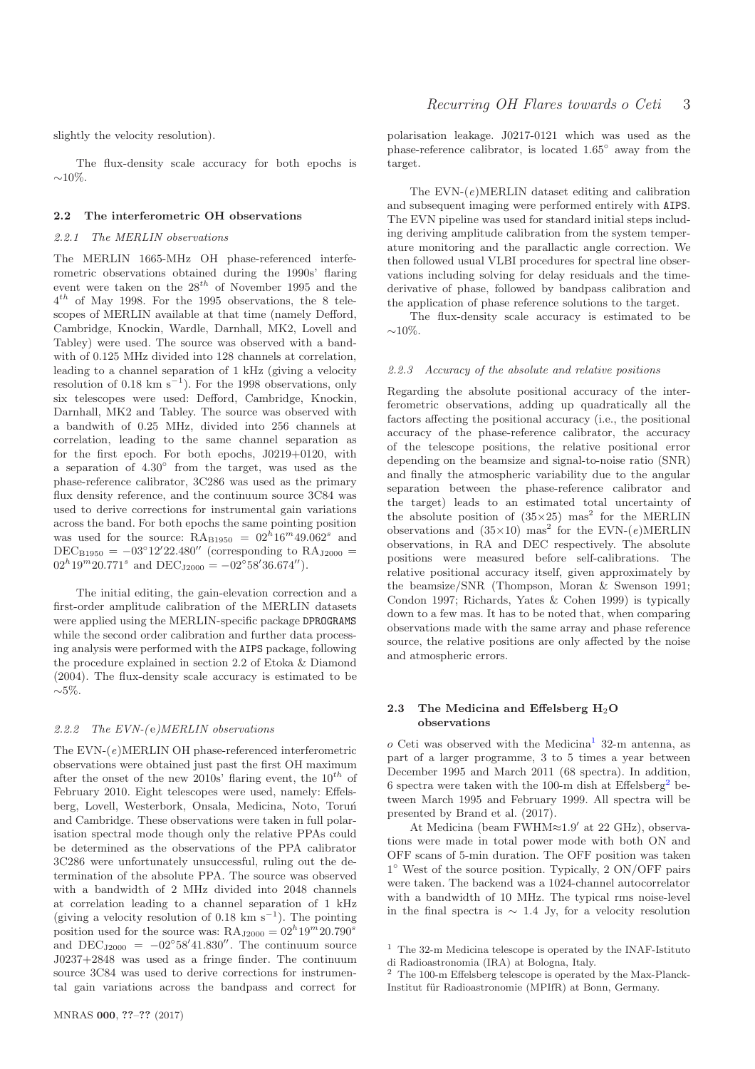slightly the velocity resolution).

The flux-density scale accuracy for both epochs is $\sim$10%.

## 2.2 The interferometric OH observations

### 2.2.1 The MERLIN observations

The MERLIN 1665-MHz OH phase-referenced interferometric observations obtained during the 1990s' flaring event were taken on the $28^{th}$ of November 1995 and the $4^{th}$ of May 1998. For the 1995 observations, the 8 telescopes of MERLIN available at that time (namely Defford, Cambridge, Knockin, Wardle, Darnhall, MK2, Lovell and Tabley) were used. The source was observed with a bandwith of 0.125 MHz divided into 128 channels at correlation, leading to a channel separation of 1 kHz (giving a velocity resolution of 0.18 km s$^{-1}$). For the 1998 observations, only six telescopes were used: Defford, Cambridge, Knockin, Darnhall, MK2 and Tabley. The source was observed with a bandwidth of 0.25 MHz, divided into 256 channels at correlation, leading to the same channel separation as for the first epoch. For both epochs, J0219+0120, with a separation of 4.30° from the target, was used as the phase-reference calibrator, 3C286 was used as the primary flux density reference, and the continuum source 3C84 was used to derive corrections for instrumental gain variations across the band. For both epochs the same pointing position was used for the source: $\mathrm{RA_{B1950}} = 02^h16^m49.062^s$ and $\mathrm{DEC_{B1950}} = -03°12'22.480''$ (corresponding to $\mathrm{RA_{J2000}} = 02^h19^m20.771^s$ and $\mathrm{DEC_{J2000}} = -02°58'36.674''$).

The initial editing, the gain-elevation correction and a first-order amplitude calibration of the MERLIN datasets were applied using the MERLIN-specific package DPROGRAMS while the second order calibration and further data processing analysis were performed with the AIPS package, following the procedure explained in section 2.2 of Etoka & Diamond (2004). The flux-density scale accuracy is estimated to be $\sim$5%.

### 2.2.2 The EVN-(e)MERLIN observations

The EVN-(*e*)MERLIN OH phase-referenced interferometric observations were obtained just past the first OH maximum after the onset of the new 2010s' flaring event, the $10^{th}$ of February 2010. Eight telescopes were used, namely: Effelsberg, Lovell, Westerbork, Onsala, Medicina, Noto, Toruń and Cambridge. These observations were taken in full polarisation spectral mode though only the relative PPAs could be determined as the observations of the PPA calibrator 3C286 were unfortunately unsuccessful, ruling out the determination of the absolute PPA. The source was observed with a bandwidth of 2 MHz divided into 2048 channels at correlation leading to a channel separation of 1 kHz (giving a velocity resolution of 0.18 km s$^{-1}$). The pointing position used for the source was: $\mathrm{RA_{J2000}} = 02^h19^m20.790^s$ and $\mathrm{DEC_{J2000}} = -02°58'41.830''$. The continuum source J0237+2848 was used as a fringe finder. The continuum source 3C84 was used to derive corrections for instrumental gain variations across the bandpass and correct for polarisation leakage. J0217-0121 which was used as the phase-reference calibrator, is located 1.65° away from the target.

The EVN-(*e*)MERLIN dataset editing and calibration and subsequent imaging were performed entirely with AIPS. The EVN pipeline was used for standard initial steps including deriving amplitude calibration from the system temperature monitoring and the parallactic angle correction. We then followed usual VLBI procedures for spectral line observations including solving for delay residuals and the time-derivative of phase, followed by bandpass calibration and the application of phase reference solutions to the target.

The flux-density scale accuracy is estimated to be $\sim$10%.

### 2.2.3 Accuracy of the absolute and relative positions

Regarding the absolute positional accuracy of the interferometric observations, adding up quadratically all the factors affecting the positional accuracy (i.e., the positional accuracy of the phase-reference calibrator, the accuracy of the telescope positions, the relative positional error depending on the beamsize and signal-to-noise ratio (SNR) and finally the atmospheric variability due to the angular separation between the phase-reference calibrator and the target) leads to an estimated total uncertainty of the absolute position of $(35{\times}25)$ mas$^2$ for the MERLIN observations and $(35{\times}10)$ mas$^2$ for the EVN-(*e*)MERLIN observations, in RA and DEC respectively. The absolute positions were measured before self-calibrations. The relative positional accuracy itself, given approximately by the beamsize/SNR (Thompson, Moran & Swenson 1991; Condon 1997; Richards, Yates & Cohen 1999) is typically down to a few mas. It has to be noted that, when comparing observations made with the same array and phase reference source, the relative positions are only affected by the noise and atmospheric errors.

## 2.3 The Medicina and Effelsberg $H_2O$ observations

*o* Ceti was observed with the Medicina[1] 32-m antenna, as part of a larger programme, 3 to 5 times a year between December 1995 and March 2011 (68 spectra). In addition, 6 spectra were taken with the 100-m dish at Effelsberg[2] between March 1995 and February 1999. All spectra will be presented by Brand et al. (2017).

At Medicina (beam FWHM$\approx$1.9′ at 22 GHz), observations were made in total power mode with both ON and OFF scans of 5-min duration. The OFF position was taken 1° West of the source position. Typically, 2 ON/OFF pairs were taken. The backend was a 1024-channel autocorrelator with a bandwidth of 10 MHz. The typical rms noise-level in the final spectra is $\sim$ 1.4 Jy, for a velocity resolution

[1] The 32-m Medicina telescope is operated by the INAF-Istituto di Radioastronomia (IRA) at Bologna, Italy.

[2] The 100-m Effelsberg telescope is operated by the Max-Planck-Institut für Radioastronomie (MPIfR) at Bonn, Germany.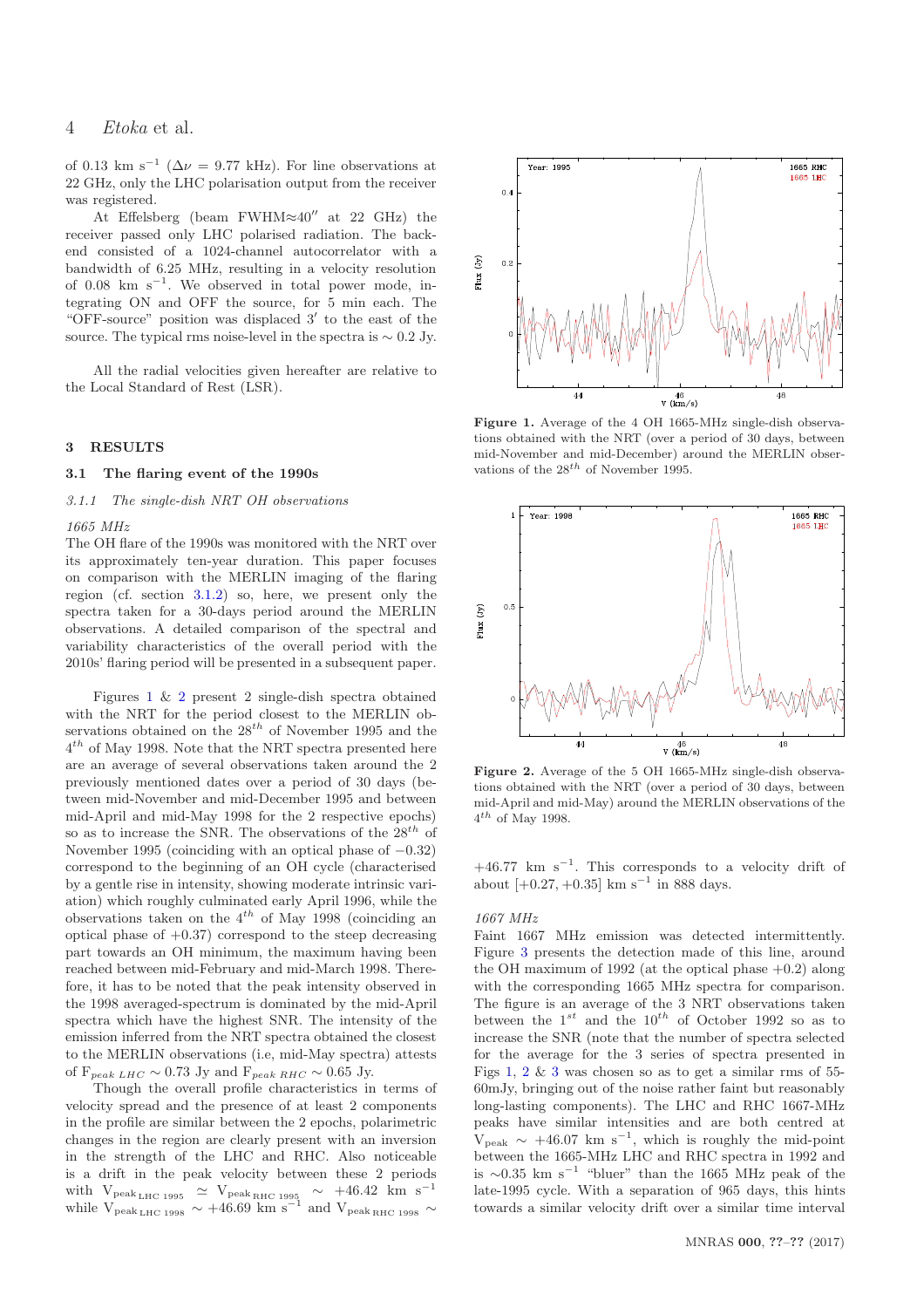of 0.13 km s$^{-1}$ ($\Delta\nu$ = 9.77 kHz). For line observations at 22 GHz, only the LHC polarisation output from the receiver was registered.

At Effelsberg (beam FWHM≈40″ at 22 GHz) the receiver passed only LHC polarised radiation. The backend consisted of a 1024-channel autocorrelator with a bandwidth of 6.25 MHz, resulting in a velocity resolution of 0.08 km s$^{-1}$. We observed in total power mode, integrating ON and OFF the source, for 5 min each. The "OFF-source" position was displaced 3′ to the east of the source. The typical rms noise-level in the spectra is ∼ 0.2 Jy.

All the radial velocities given hereafter are relative to the Local Standard of Rest (LSR).

## 3 RESULTS

### 3.1 The flaring event of the 1990s

#### 3.1.1 The single-dish NRT OH observations

*1665 MHz*

The OH flare of the 1990s was monitored with the NRT over its approximately ten-year duration. This paper focuses on comparison with the MERLIN imaging of the flaring region (cf. section 3.1.2) so, here, we present only the spectra taken for a 30-days period around the MERLIN observations. A detailed comparison of the spectral and variability characteristics of the overall period with the 2010s' flaring period will be presented in a subsequent paper.

Figures 1 & 2 present 2 single-dish spectra obtained with the NRT for the period closest to the MERLIN observations obtained on the 28$^{th}$ of November 1995 and the 4$^{th}$ of May 1998. Note that the NRT spectra presented here are an average of several observations taken around the 2 previously mentioned dates over a period of 30 days (between mid-November and mid-December 1995 and between mid-April and mid-May 1998 for the 2 respective epochs) so as to increase the SNR. The observations of the 28$^{th}$ of November 1995 (coinciding with an optical phase of −0.32) correspond to the beginning of an OH cycle (characterised by a gentle rise in intensity, showing moderate intrinsic variation) which roughly culminated early April 1996, while the observations taken on the 4$^{th}$ of May 1998 (coinciding an optical phase of +0.37) correspond to the steep decreasing part towards an OH minimum, the maximum having been reached between mid-February and mid-March 1998. Therefore, it has to be noted that the peak intensity observed in the 1998 averaged-spectrum is dominated by the mid-April spectra which have the highest SNR. The intensity of the emission inferred from the NRT spectra obtained the closest to the MERLIN observations (i.e, mid-May spectra) attests of $F_{peak\ LHC}$ ∼ 0.73 Jy and $F_{peak\ RHC}$ ∼ 0.65 Jy.

Though the overall profile characteristics in terms of velocity spread and the presence of at least 2 components in the profile are similar between the 2 epochs, polarimetric changes in the region are clearly present with an inversion in the strength of the LHC and RHC. Also noticeable is a drift in the peak velocity between these 2 periods with $V_{peak\,LHC\ 1995}$ ≃ $V_{peak\,RHC\ 1995}$ ∼ +46.42 km s$^{-1}$ while $V_{peak\,LHC\ 1998}$ ∼ +46.69 km s$^{-1}$ and $V_{peak\,RHC\ 1998}$ ∼ +46.77 km s$^{-1}$. This corresponds to a velocity drift of about [+0.27, +0.35] km s$^{-1}$ in 888 days.

**Figure 1.** Average of the 4 OH 1665-MHz single-dish observations obtained with the NRT (over a period of 30 days, between mid-November and mid-December) around the MERLIN observations of the 28$^{th}$ of November 1995.

**Figure 2.** Average of the 5 OH 1665-MHz single-dish observations obtained with the NRT (over a period of 30 days, between mid-April and mid-May) around the MERLIN observations of the 4$^{th}$ of May 1998.

*1667 MHz*

Faint 1667 MHz emission was detected intermittently. Figure 3 presents the detection made of this line, around the OH maximum of 1992 (at the optical phase +0.2) along with the corresponding 1665 MHz spectra for comparison. The figure is an average of the 3 NRT observations taken between the 1$^{st}$ and the 10$^{th}$ of October 1992 so as to increase the SNR (note that the number of spectra selected for the average for the 3 series of spectra presented in Figs 1, 2 & 3 was chosen so as to get a similar rms of 55-60mJy, bringing out of the noise rather faint but reasonably long-lasting components). The LHC and RHC 1667-MHz peaks have similar intensities and are both centred at $V_{peak}$ ∼ +46.07 km s$^{-1}$, which is roughly the mid-point between the 1665-MHz LHC and RHC spectra in 1992 and is ∼0.35 km s$^{-1}$ "bluer" than the 1665 MHz peak of the late-1995 cycle. With a separation of 965 days, this hints towards a similar velocity drift over a similar time interval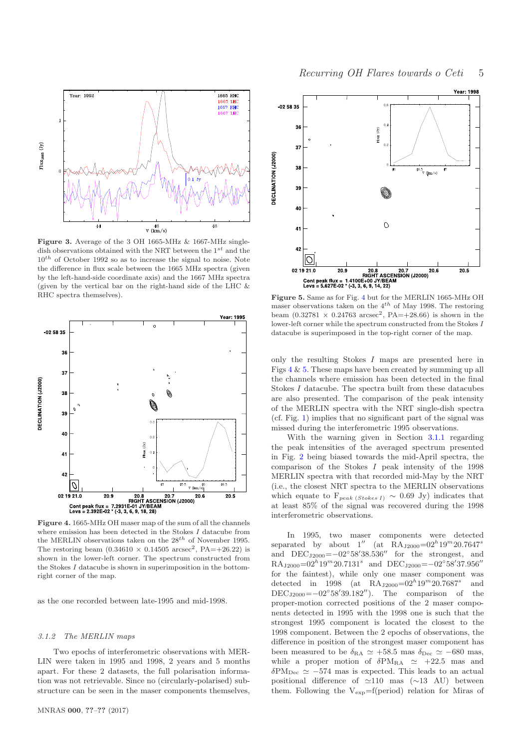**Figure 3.** Average of the 3 OH 1665-MHz & 1667-MHz single-dish observations obtained with the NRT between the $1^{st}$ and the $10^{th}$ of October 1992 so as to increase the signal to noise. Note the difference in flux scale between the 1665 MHz spectra (given by the left-hand-side coordinate axis) and the 1667 MHz spectra (given by the vertical bar on the right-hand side of the LHC & RHC spectra themselves).

**Figure 4.** 1665-MHz OH maser map of the sum of all the channels where emission has been detected in the Stokes $I$ datacube from the MERLIN observations taken on the $28^{th}$ of November 1995. The restoring beam ($0.34610 \times 0.14505$ arcsec$^2$, PA=+26.22) is shown in the lower-left corner. The spectrum constructed from the Stokes $I$ datacube is shown in superimposition in the bottom-right corner of the map.

as the one recorded between late-1995 and mid-1998.

### 3.1.2 The MERLIN maps

Two epochs of interferometric observations with MERLIN were taken in 1995 and 1998, 2 years and 5 months apart. For these 2 datasets, the full polarisation information was not retrievable. Since no (circularly-polarised) substructure can be seen in the maser components themselves, only the resulting Stokes $I$ maps are presented here in Figs 4 & 5. These maps have been created by summing up all the channels where emission has been detected in the final Stokes $I$ datacube. The spectra built from these datacubes are also presented. The comparison of the peak intensity of the MERLIN spectra with the NRT single-dish spectra (cf. Fig. 1) implies that no significant part of the signal was missed during the interferometric 1995 observations.

With the warning given in Section 3.1.1 regarding the peak intensities of the averaged spectrum presented in Fig. 2 being biased towards the mid-April spectra, the comparison of the Stokes $I$ peak intensity of the 1998 MERLIN spectra with that recorded mid-May by the NRT (i.e., the closest NRT spectra to the MERLIN observations which equate to $F_{peak\ (Stokes\ I)} \sim 0.69$ Jy) indicates that at least 85% of the signal was recovered during the 1998 interferometric observations.

**Figure 5.** Same as for Fig. 4 but for the MERLIN 1665-MHz OH maser observations taken on the $4^{th}$ of May 1998. The restoring beam ($0.32781 \times 0.24763$ arcsec$^2$, PA=+28.66) is shown in the lower-left corner while the spectrum constructed from the Stokes $I$ datacube is superimposed in the top-right corner of the map.

In 1995, two maser components were detected separated by about $1''$ (at $\mathrm{RA_{J2000}}=02^h19^m20.7647^s$ and $\mathrm{DEC_{J2000}}=-02^\circ58'38.536''$ for the strongest, and $\mathrm{RA_{J2000}}=02^h19^m20.7131^s$ and $\mathrm{DEC_{J2000}}=-02^\circ58'37.956''$ for the faintest), while only one maser component was detected in 1998 (at $\mathrm{RA_{J2000}}=02^h19^m20.7687^s$ and $\mathrm{DEC_{J2000}}=-02^\circ58'39.182''$). The comparison of the proper-motion corrected positions of the 2 maser components detected in 1995 with the 1998 one is such that the strongest 1995 component is located the closest to the 1998 component. Between the 2 epochs of observations, the difference in position of the strongest maser component has been measured to be $\delta_{\mathrm{RA}} \simeq +58.5$ mas $\delta_{\mathrm{Dec}} \simeq -680$ mas, while a proper motion of $\delta\mathrm{PM_{RA}} \simeq +22.5$ mas and $\delta\mathrm{PM_{Dec}} \simeq -574$ mas is expected. This leads to an actual positional difference of $\simeq$110 mas ($\sim$13 AU) between them. Following the $\mathrm{V_{exp}}$=f(period) relation for Miras of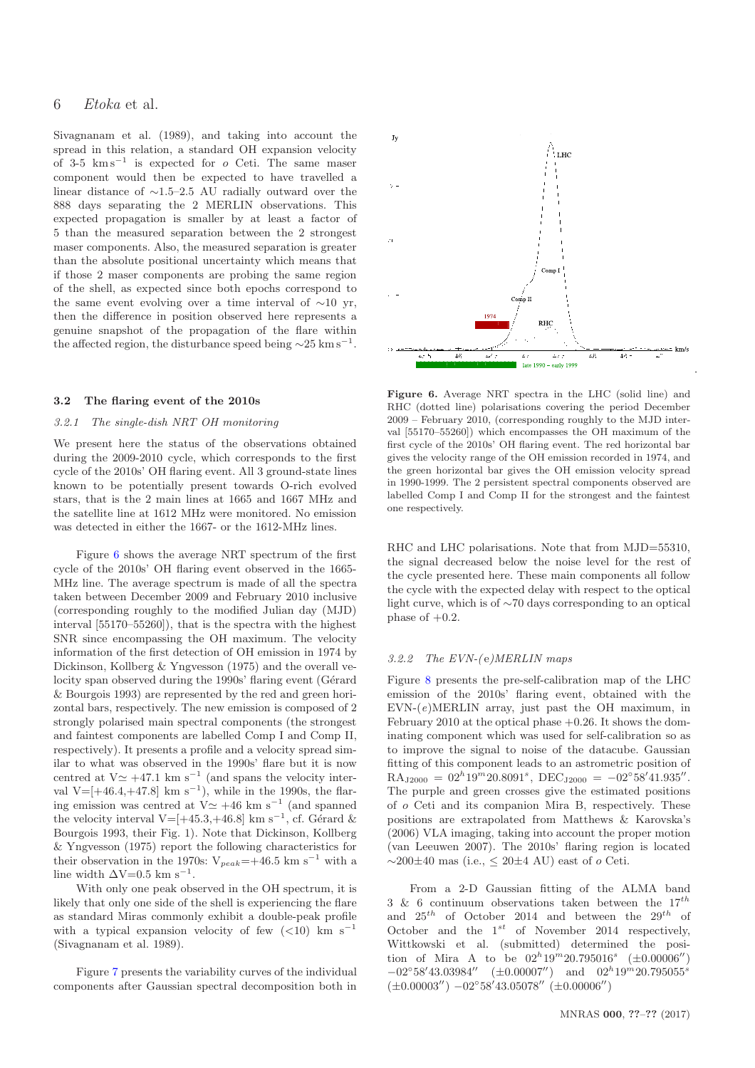Sivagnanam et al. (1989), and taking into account the spread in this relation, a standard OH expansion velocity of 3-5 $\mathrm{km\,s^{-1}}$ is expected for *o* Ceti. The same maser component would then be expected to have travelled a linear distance of ∼1.5–2.5 AU radially outward over the 888 days separating the 2 MERLIN observations. This expected propagation is smaller by at least a factor of 5 than the measured separation between the 2 strongest maser components. Also, the measured separation is greater than the absolute positional uncertainty which means that if those 2 maser components are probing the same region of the shell, as expected since both epochs correspond to the same event evolving over a time interval of ∼10 yr, then the difference in position observed here represents a genuine snapshot of the propagation of the flare within the affected region, the disturbance speed being ∼25 $\mathrm{km\,s^{-1}}$.

### 3.2 The flaring event of the 2010s

#### *3.2.1 The single-dish NRT OH monitoring*

We present here the status of the observations obtained during the 2009-2010 cycle, which corresponds to the first cycle of the 2010s' OH flaring event. All 3 ground-state lines known to be potentially present towards O-rich evolved stars, that is the 2 main lines at 1665 and 1667 MHz and the satellite line at 1612 MHz were monitored. No emission was detected in either the 1667- or the 1612-MHz lines.

Figure 6 shows the average NRT spectrum of the first cycle of the 2010s' OH flaring event observed in the 1665-MHz line. The average spectrum is made of all the spectra taken between December 2009 and February 2010 inclusive (corresponding roughly to the modified Julian day (MJD) interval [55170–55260]), that is the spectra with the highest SNR since encompassing the OH maximum. The velocity information of the first detection of OH emission in 1974 by Dickinson, Kollberg & Yngvesson (1975) and the overall velocity span observed during the 1990s' flaring event (Gérard & Bourgois 1993) are represented by the red and green horizontal bars, respectively. The new emission is composed of 2 strongly polarised main spectral components (the strongest and faintest components are labelled Comp I and Comp II, respectively). It presents a profile and a velocity spread similar to what was observed in the 1990s' flare but it is now centred at V≃ +47.1 km $\mathrm{s^{-1}}$ (and spans the velocity interval V=[+46.4,+47.8] km $\mathrm{s^{-1}}$), while in the 1990s, the flaring emission was centred at V≃ +46 km $\mathrm{s^{-1}}$ (and spanned the velocity interval V=[+45.3,+46.8] km $\mathrm{s^{-1}}$, cf. Gérard & Bourgois 1993, their Fig. 1). Note that Dickinson, Kollberg & Yngvesson (1975) report the following characteristics for their observation in the 1970s: $V_{peak}$=+46.5 km $\mathrm{s^{-1}}$ with a line width ΔV=0.5 km $\mathrm{s^{-1}}$.

With only one peak observed in the OH spectrum, it is likely that only one side of the shell is experiencing the flare as standard Miras commonly exhibit a double-peak profile with a typical expansion velocity of few (<10) km $\mathrm{s^{-1}}$ (Sivagnanam et al. 1989).

Figure 7 presents the variability curves of the individual components after Gaussian spectral decomposition both in RHC and LHC polarisations. Note that from MJD=55310, the signal decreased below the noise level for the rest of the cycle presented here. These main components all follow the cycle with the expected delay with respect to the optical light curve, which is of ∼70 days corresponding to an optical phase of +0.2.

**Figure 6.** Average NRT spectra in the LHC (solid line) and RHC (dotted line) polarisations covering the period December 2009 – February 2010, (corresponding roughly to the MJD interval [55170–55260]) which encompasses the OH maximum of the first cycle of the 2010s' OH flaring event. The red horizontal bar gives the velocity range of the OH emission recorded in 1974, and the green horizontal bar gives the OH emission velocity spread in 1990-1999. The 2 persistent spectral components observed are labelled Comp I and Comp II for the strongest and the faintest one respectively.

#### *3.2.2 The EVN-(e)MERLIN maps*

Figure 8 presents the pre-self-calibration map of the LHC emission of the 2010s' flaring event, obtained with the EVN-(*e*)MERLIN array, just past the OH maximum, in February 2010 at the optical phase +0.26. It shows the dominating component which was used for self-calibration so as to improve the signal to noise of the datacube. Gaussian fitting of this component leads to an astrometric position of $\mathrm{RA_{J2000}} = 02^h19^m20.8091^s$, $\mathrm{DEC_{J2000}} = -02°58'41.935''$. The purple and green crosses give the estimated positions of *o* Ceti and its companion Mira B, respectively. These positions are extrapolated from Matthews & Karovska's (2006) VLA imaging, taking into account the proper motion (van Leeuwen 2007). The 2010s' flaring region is located ∼200±40 mas (i.e., ≤ 20±4 AU) east of *o* Ceti.

From a 2-D Gaussian fitting of the ALMA band 3 & 6 continuum observations taken between the $17^{th}$ and $25^{th}$ of October 2014 and between the $29^{th}$ of October and the $1^{st}$ of November 2014 respectively, Wittkowski et al. (submitted) determined the position of Mira A to be $02^h19^m20.795016^s$ (±0.00006″) $-02°58'43.03984''$ (±0.00007″) and $02^h19^m20.795055^s$ (±0.00003″) $-02°58'43.05078''$ (±0.00006″)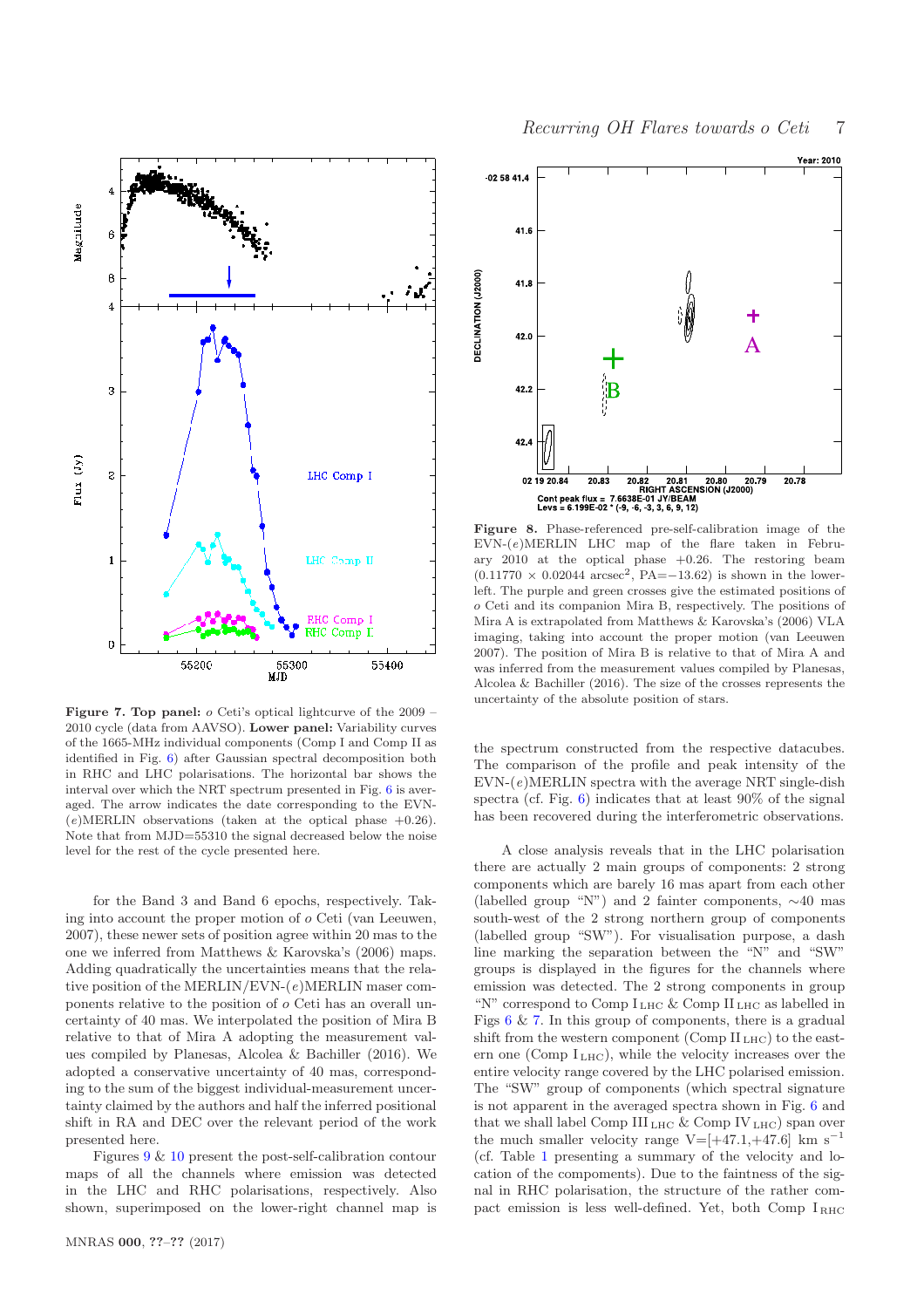**Figure 7. Top panel:** *o* Ceti's optical lightcurve of the 2009 – 2010 cycle (data from AAVSO). **Lower panel:** Variability curves of the 1665-MHz individual components (Comp I and Comp II as identified in Fig. 6) after Gaussian spectral decomposition both in RHC and LHC polarisations. The horizontal bar shows the interval over which the NRT spectrum presented in Fig. 6 is averaged. The arrow indicates the date corresponding to the EVN-(*e*)MERLIN observations (taken at the optical phase +0.26). Note that from MJD=55310 the signal decreased below the noise level for the rest of the cycle presented here.

**Figure 8.** Phase-referenced pre-self-calibration image of the EVN-(*e*)MERLIN LHC map of the flare taken in February 2010 at the optical phase +0.26. The restoring beam ($0.11770 \times 0.02044$ arcsec$^2$, PA=−13.62) is shown in the lower-left. The purple and green crosses give the estimated positions of *o* Ceti and its companion Mira B, respectively. The positions of Mira A is extrapolated from Matthews & Karovska's (2006) VLA imaging, taking into account the proper motion (van Leeuwen 2007). The position of Mira B is relative to that of Mira A and was inferred from the measurement values compiled by Planesas, Alcolea & Bachiller (2016). The size of the crosses represents the uncertainty of the absolute position of stars.

for the Band 3 and Band 6 epochs, respectively. Taking into account the proper motion of *o* Ceti (van Leeuwen, 2007), these newer sets of position agree within 20 mas to the one we inferred from Matthews & Karovska's (2006) maps. Adding quadratically the uncertainties means that the relative position of the MERLIN/EVN-(*e*)MERLIN maser components relative to the position of *o* Ceti has an overall uncertainty of 40 mas. We interpolated the position of Mira B relative to that of Mira A adopting the measurement values compiled by Planesas, Alcolea & Bachiller (2016). We adopted a conservative uncertainty of 40 mas, corresponding to the sum of the biggest individual-measurement uncertainty claimed by the authors and half the inferred positional shift in RA and DEC over the relevant period of the work presented here.

Figures 9 & 10 present the post-self-calibration contour maps of all the channels where emission was detected in the LHC and RHC polarisations, respectively. Also shown, superimposed on the lower-right channel map is the spectrum constructed from the respective datacubes. The comparison of the profile and peak intensity of the EVN-(*e*)MERLIN spectra with the average NRT single-dish spectra (cf. Fig. 6) indicates that at least 90% of the signal has been recovered during the interferometric observations.

A close analysis reveals that in the LHC polarisation there are actually 2 main groups of components: 2 strong components which are barely 16 mas apart from each other (labelled group "N") and 2 fainter components, ∼40 mas south-west of the 2 strong northern group of components (labelled group "SW"). For visualisation purpose, a dash line marking the separation between the "N" and "SW" groups is displayed in the figures for the channels where emission was detected. The 2 strong components in group "N" correspond to Comp $I_{LHC}$ & Comp $II_{LHC}$ as labelled in Figs 6 & 7. In this group of components, there is a gradual shift from the western component (Comp $II_{LHC}$) to the eastern one (Comp $I_{LHC}$), while the velocity increases over the entire velocity range covered by the LHC polarised emission. The "SW" group of components (which spectral signature is not apparent in the averaged spectra shown in Fig. 6 and that we shall label Comp $III_{LHC}$ & Comp $IV_{LHC}$) span over the much smaller velocity range V=[+47.1,+47.6] km s$^{-1}$ (cf. Table 1 presenting a summary of the velocity and location of the compoments). Due to the faintness of the signal in RHC polarisation, the structure of the rather compact emission is less well-defined. Yet, both Comp $I_{RHC}$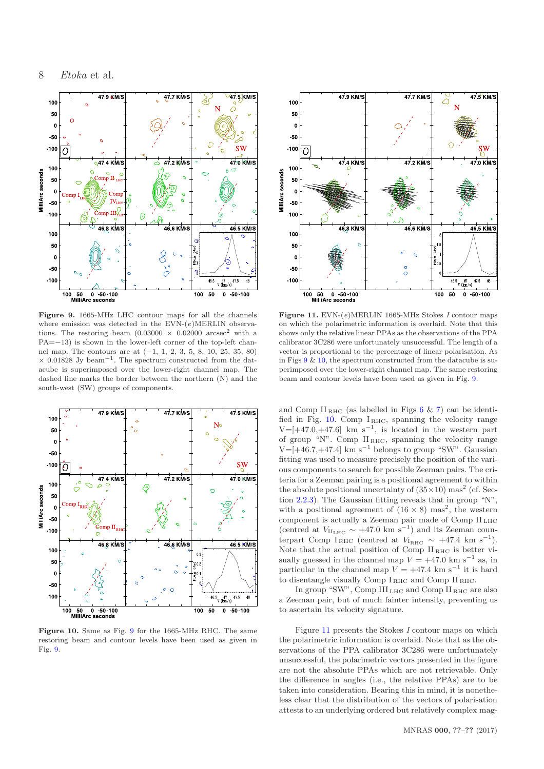**Figure 9.** 1665-MHz LHC contour maps for all the channels where emission was detected in the EVN-(*e*)MERLIN observations. The restoring beam (0.03000 × 0.02000 arcsec$^2$ with a PA=−13) is shown in the lower-left corner of the top-left channel map. The contours are at (−1, 1, 2, 3, 5, 8, 10, 25, 35, 80) × 0.01828 Jy beam$^{-1}$. The spectrum constructed from the datacube is superimposed over the lower-right channel map. The dashed line marks the border between the northern (N) and the south-west (SW) groups of components.

**Figure 10.** Same as Fig. 9 for the 1665-MHz RHC. The same restoring beam and contour levels have been used as given in Fig. 9.

**Figure 11.** EVN-(*e*)MERLIN 1665-MHz Stokes *I* contour maps on which the polarimetric information is overlaid. Note that this shows only the relative linear PPAs as the observations of the PPA calibrator 3C286 were unfortunately unsuccessful. The length of a vector is proportional to the percentage of linear polarisation. As in Figs 9 & 10, the spectrum constructed from the datacube is superimposed over the lower-right channel map. The same restoring beam and contour levels have been used as given in Fig. 9.

and Comp II$_{\rm RHC}$ (as labelled in Figs 6 & 7) can be identified in Fig. 10. Comp I$_{\rm RHC}$, spanning the velocity range V=[+47.0,+47.6] km s$^{-1}$, is located in the western part of group "N". Comp II$_{\rm RHC}$, spanning the velocity range V=[+46.7,+47.4] km s$^{-1}$ belongs to group "SW". Gaussian fitting was used to measure precisely the position of the various components to search for possible Zeeman pairs. The criteria for a Zeeman pairing is a positional agreement to within the absolute positional uncertainty of (35×10) mas$^2$ (cf. Section 2.2.3). The Gaussian fitting reveals that in group "N", with a positional agreement of (16 × 8) mas$^2$, the western component is actually a Zeeman pair made of Comp II$_{\rm LHC}$ (centred at $V_{\rm II_{LHC}} \sim +47.0$ km s$^{-1}$) and its Zeeman counterpart Comp I$_{\rm RHC}$ (centred at $V_{\rm I_{RHC}} \sim +47.4$ km s$^{-1}$). Note that the actual position of Comp II$_{\rm RHC}$ is better visually guessed in the channel map $V = +47.0$ km s$^{-1}$ as, in particular in the channel map $V = +47.4$ km s$^{-1}$ it is hard to disentangle visually Comp I$_{\rm RHC}$ and Comp II$_{\rm RHC}$.

In group "SW", Comp III$_{\rm LHC}$ and Comp II$_{\rm RHC}$ are also a Zeeman pair, but of much fainter intensity, preventing us to ascertain its velocity signature.

Figure 11 presents the Stokes *I* contour maps on which the polarimetric information is overlaid. Note that as the observations of the PPA calibrator 3C286 were unfortunately unsuccessful, the polarimetric vectors presented in the figure are not the absolute PPAs which are not retrievable. Only the difference in angles (i.e., the relative PPAs) are to be taken into consideration. Bearing this in mind, it is nonetheless clear that the distribution of the vectors of polarisation attests to an underlying ordered but relatively complex mag-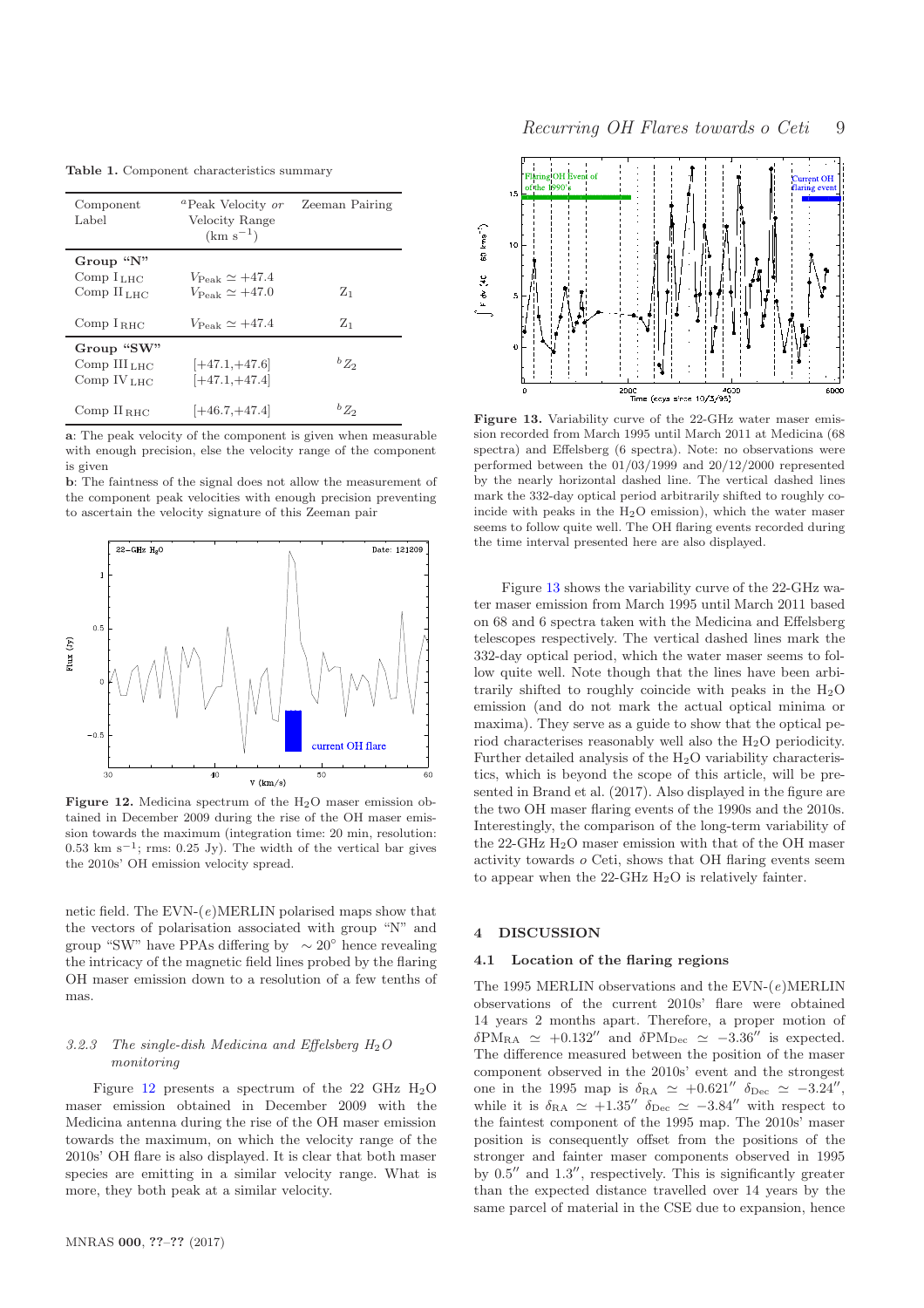**Table 1.** Component characteristics summary

| Component Label | [a]Peak Velocity *or* Velocity Range ($\mathrm{km\ s^{-1}}$) | Zeeman Pairing |
|---|---|---|
| **Group "N"** | | |
| Comp $\mathrm{I_{LHC}}$ | $V_{\rm Peak} \simeq +47.4$ | |
| Comp $\mathrm{II_{LHC}}$ | $V_{\rm Peak} \simeq +47.0$ | $\mathrm{Z_1}$ |
| Comp $\mathrm{I_{RHC}}$ | $V_{\rm Peak} \simeq +47.4$ | $\mathrm{Z_1}$ |
| **Group "SW"** | | |
| Comp $\mathrm{III_{LHC}}$ | [+47.1,+47.6] | [b]$Z_2$ |
| Comp $\mathrm{IV_{LHC}}$ | [+47.1,+47.4] | |
| Comp $\mathrm{II_{RHC}}$ | [+46.7,+47.4] | [b]$Z_2$ |

**a**: The peak velocity of the component is given when measurable with enough precision, else the velocity range of the component is given

**b**: The faintness of the signal does not allow the measurement of the component peak velocities with enough precision preventing to ascertain the velocity signature of this Zeeman pair

**Figure 12.** Medicina spectrum of the $H_2O$ maser emission obtained in December 2009 during the rise of the OH maser emission towards the maximum (integration time: 20 min, resolution: 0.53 km $\mathrm{s^{-1}}$; rms: 0.25 Jy). The width of the vertical bar gives the 2010s' OH emission velocity spread.

netic field. The EVN-($e$)MERLIN polarised maps show that the vectors of polarisation associated with group "N" and group "SW" have PPAs differing by $\sim 20^\circ$ hence revealing the intricacy of the magnetic field lines probed by the flaring OH maser emission down to a resolution of a few tenths of mas.

#### 3.2.3 *The single-dish Medicina and Effelsberg $H_2O$ monitoring*

Figure 12 presents a spectrum of the 22 GHz $H_2O$ maser emission obtained in December 2009 with the Medicina antenna during the rise of the OH maser emission towards the maximum, on which the velocity range of the 2010s' OH flare is also displayed. It is clear that both maser species are emitting in a similar velocity range. What is more, they both peak at a similar velocity.

**Figure 13.** Variability curve of the 22-GHz water maser emission recorded from March 1995 until March 2011 at Medicina (68 spectra) and Effelsberg (6 spectra). Note: no observations were performed between the 01/03/1999 and 20/12/2000 represented by the nearly horizontal dashed line. The vertical dashed lines mark the 332-day optical period arbitrarily shifted to roughly coincide with peaks in the $H_2O$ emission), which the water maser seems to follow quite well. The OH flaring events recorded during the time interval presented here are also displayed.

Figure 13 shows the variability curve of the 22-GHz water maser emission from March 1995 until March 2011 based on 68 and 6 spectra taken with the Medicina and Effelsberg telescopes respectively. The vertical dashed lines mark the 332-day optical period, which the water maser seems to follow quite well. Note though that the lines have been arbitrarily shifted to roughly coincide with peaks in the $H_2O$ emission (and do not mark the actual optical minima or maxima). They serve as a guide to show that the optical period characterises reasonably well also the $H_2O$ periodicity. Further detailed analysis of the $H_2O$ variability characteristics, which is beyond the scope of this article, will be presented in Brand et al. (2017). Also displayed in the figure are the two OH maser flaring events of the 1990s and the 2010s. Interestingly, the comparison of the long-term variability of the 22-GHz $H_2O$ maser emission with that of the OH maser activity towards $o$ Ceti, shows that OH flaring events seem to appear when the 22-GHz $H_2O$ is relatively fainter.

## 4 DISCUSSION

### 4.1 Location of the flaring regions

The 1995 MERLIN observations and the EVN-($e$)MERLIN observations of the current 2010s' flare were obtained 14 years 2 months apart. Therefore, a proper motion of $\delta \mathrm{PM_{RA}} \simeq +0.132''$ and $\delta \mathrm{PM_{Dec}} \simeq -3.36''$ is expected. The difference measured between the position of the maser component observed in the 2010s' event and the strongest one in the 1995 map is $\delta_{\rm RA} \simeq +0.621''$ $\delta_{\rm Dec} \simeq -3.24''$, while it is $\delta_{\rm RA} \simeq +1.35''$ $\delta_{\rm Dec} \simeq -3.84''$ with respect to the faintest component of the 1995 map. The 2010s' maser position is consequently offset from the positions of the stronger and fainter maser components observed in 1995 by $0.5''$ and $1.3''$, respectively. This is significantly greater than the expected distance travelled over 14 years by the same parcel of material in the CSE due to expansion, hence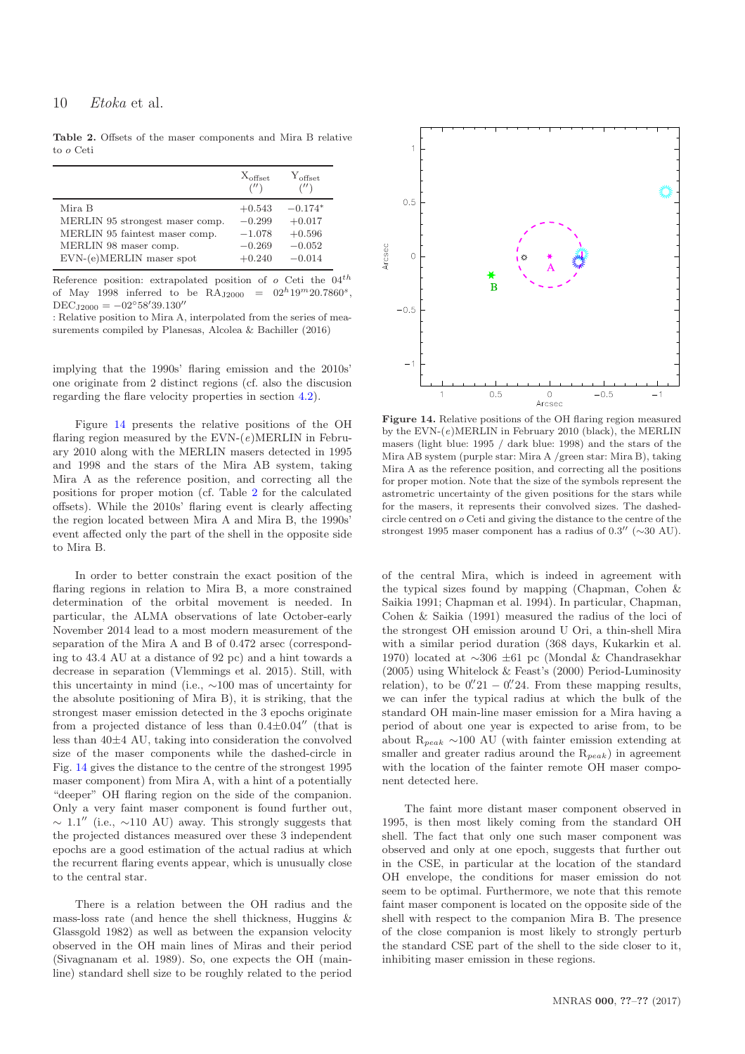**Table 2.** Offsets of the maser components and Mira B relative to *o* Ceti

| | $X_{\rm offset}$ ($''$) | $Y_{\rm offset}$ ($''$) |
|---|---|---|
| Mira B | +0.543 | $-0.174^{*}$ |
| MERLIN 95 strongest maser comp. | −0.299 | +0.017 |
| MERLIN 95 faintest maser comp. | −1.078 | +0.596 |
| MERLIN 98 maser comp. | −0.269 | −0.052 |
| EVN-(e)MERLIN maser spot | +0.240 | −0.014 |

Reference position: extrapolated position of *o* Ceti the $04^{th}$ of May 1998 inferred to be $\mathrm{RA_{J2000}} = 02^h19^m20.7860^s$, $\mathrm{DEC_{J2000}} = -02^\circ58'39.130''$

: Relative position to Mira A, interpolated from the series of measurements compiled by Planesas, Alcolea & Bachiller (2016)

implying that the 1990s' flaring emission and the 2010s' one originate from 2 distinct regions (cf. also the discusion regarding the flare velocity properties in section 4.2).

Figure 14 presents the relative positions of the OH flaring region measured by the EVN-(*e*)MERLIN in February 2010 along with the MERLIN masers detected in 1995 and 1998 and the stars of the Mira AB system, taking Mira A as the reference position, and correcting all the positions for proper motion (cf. Table 2 for the calculated offsets). While the 2010s' flaring event is clearly affecting the region located between Mira A and Mira B, the 1990s' event affected only the part of the shell in the opposite side to Mira B.

In order to better constrain the exact position of the flaring regions in relation to Mira B, a more constrained determination of the orbital movement is needed. In particular, the ALMA observations of late October-early November 2014 lead to a most modern measurement of the separation of the Mira A and B of 0.472 arsec (corresponding to 43.4 AU at a distance of 92 pc) and a hint towards a decrease in separation (Vlemmings et al. 2015). Still, with this uncertainty in mind (i.e., ∼100 mas of uncertainty for the absolute positioning of Mira B), it is striking, that the strongest maser emission detected in the 3 epochs originate from a projected distance of less than $0.4\pm0.04''$ (that is less than 40±4 AU, taking into consideration the convolved size of the maser components while the dashed-circle in Fig. 14 gives the distance to the centre of the strongest 1995 maser component) from Mira A, with a hint of a potentially "deeper" OH flaring region on the side of the companion. Only a very faint maser component is found further out, $\sim 1.1''$ (i.e., ∼110 AU) away. This strongly suggests that the projected distances measured over these 3 independent epochs are a good estimation of the actual radius at which the recurrent flaring events appear, which is unusually close to the central star.

There is a relation between the OH radius and the mass-loss rate (and hence the shell thickness, Huggins & Glassgold 1982) as well as between the expansion velocity observed in the OH main lines of Miras and their period (Sivagnanam et al. 1989). So, one expects the OH (main-line) standard shell size to be roughly related to the period

**Figure 14.** Relative positions of the OH flaring region measured by the EVN-(*e*)MERLIN in February 2010 (black), the MERLIN masers (light blue: 1995 / dark blue: 1998) and the stars of the Mira AB system (purple star: Mira A /green star: Mira B), taking Mira A as the reference position, and correcting all the positions for proper motion. Note that the size of the symbols represent the astrometric uncertainty of the given positions for the stars while for the masers, it represents their convolved sizes. The dashed-circle centred on *o* Ceti and giving the distance to the centre of the strongest 1995 maser component has a radius of $0.3''$ (∼30 AU).

of the central Mira, which is indeed in agreement with the typical sizes found by mapping (Chapman, Cohen & Saikia 1991; Chapman et al. 1994). In particular, Chapman, Cohen & Saikia (1991) measured the radius of the loci of the strongest OH emission around U Ori, a thin-shell Mira with a similar period duration (368 days, Kukarkin et al. 1970) located at ∼306 ±61 pc (Mondal & Chandrasekhar (2005) using Whitelock & Feast's (2000) Period-Luminosity relation), to be $0.''21 - 0.''24$. From these mapping results, we can infer the typical radius at which the bulk of the standard OH main-line maser emission for a Mira having a period of about one year is expected to arise from, to be about $R_{peak}$ ∼100 AU (with fainter emission extending at smaller and greater radius around the $R_{peak}$) in agreement with the location of the fainter remote OH maser component detected here.

The faint more distant maser component observed in 1995, is then most likely coming from the standard OH shell. The fact that only one such maser component was observed and only at one epoch, suggests that further out in the CSE, in particular at the location of the standard OH envelope, the conditions for maser emission do not seem to be optimal. Furthermore, we note that this remote faint maser component is located on the opposite side of the shell with respect to the companion Mira B. The presence of the close companion is most likely to strongly perturb the standard CSE part of the shell to the side closer to it, inhibiting maser emission in these regions.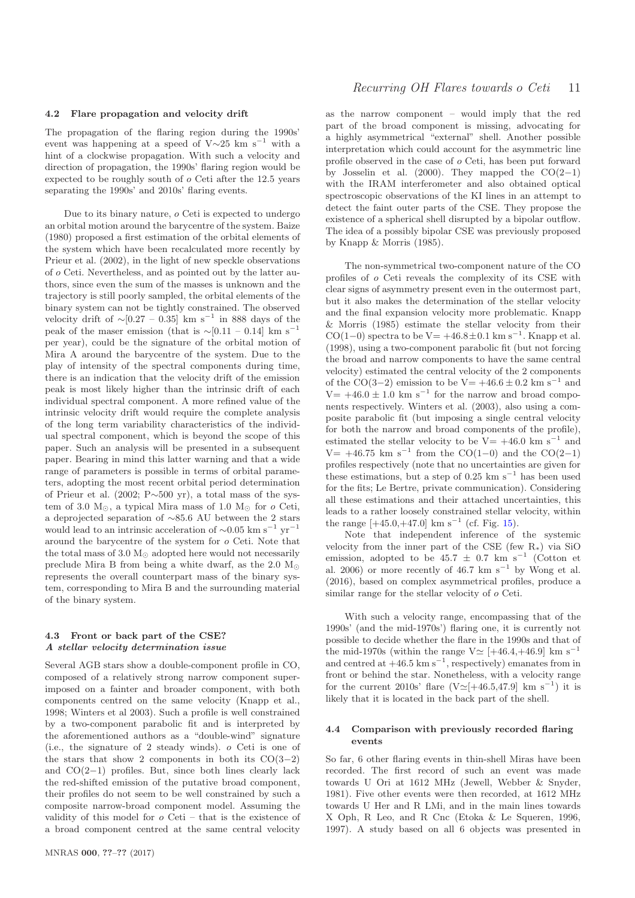### 4.2 Flare propagation and velocity drift

The propagation of the flaring region during the 1990s' event was happening at a speed of V$\sim$25 km s$^{-1}$ with a hint of a clockwise propagation. With such a velocity and direction of propagation, the 1990s' flaring region would be expected to be roughly south of *o* Ceti after the 12.5 years separating the 1990s' and 2010s' flaring events.

Due to its binary nature, *o* Ceti is expected to undergo an orbital motion around the barycentre of the system. Baize (1980) proposed a first estimation of the orbital elements of the system which have been recalculated more recently by Prieur et al. (2002), in the light of new speckle observations of *o* Ceti. Nevertheless, and as pointed out by the latter authors, since even the sum of the masses is unknown and the trajectory is still poorly sampled, the orbital elements of the binary system can not be tightly constrained. The observed velocity drift of $\sim$[0.27 – 0.35] km s$^{-1}$ in 888 days of the peak of the maser emission (that is $\sim$[0.11 – 0.14] km s$^{-1}$ per year), could be the signature of the orbital motion of Mira A around the barycentre of the system. Due to the play of intensity of the spectral components during time, there is an indication that the velocity drift of the emission peak is most likely higher than the intrinsic drift of each individual spectral component. A more refined value of the intrinsic velocity drift would require the complete analysis of the long term variability characteristics of the individual spectral component, which is beyond the scope of this paper. Such an analysis will be presented in a subsequent paper. Bearing in mind this latter warning and that a wide range of parameters is possible in terms of orbital parameters, adopting the most recent orbital period determination of Prieur et al. (2002; P$\sim$500 yr), a total mass of the system of 3.0 M$_\odot$, a typical Mira mass of 1.0 M$_\odot$ for *o* Ceti, a deprojected separation of $\sim$85.6 AU between the 2 stars would lead to an intrinsic acceleration of $\sim$0.05 km s$^{-1}$ yr$^{-1}$ around the barycentre of the system for *o* Ceti. Note that the total mass of 3.0 M$_\odot$ adopted here would not necessarily preclude Mira B from being a white dwarf, as the 2.0 M$_\odot$ represents the overall counterpart mass of the binary system, corresponding to Mira B and the surrounding material of the binary system.

### 4.3 Front or back part of the CSE? *A stellar velocity determination issue*

Several AGB stars show a double-component profile in CO, composed of a relatively strong narrow component superimposed on a fainter and broader component, with both components centred on the same velocity (Knapp et al., 1998; Winters et al 2003). Such a profile is well constrained by a two-component parabolic fit and is interpreted by the aforementioned authors as a "double-wind" signature (i.e., the signature of 2 steady winds). *o* Ceti is one of the stars that show 2 components in both its CO(3−2) and CO(2−1) profiles. But, since both lines clearly lack the red-shifted emission of the putative broad component, their profiles do not seem to be well constrained by such a composite narrow-broad component model. Assuming the validity of this model for *o* Ceti – that is the existence of a broad component centred at the same central velocity as the narrow component – would imply that the red part of the broad component is missing, advocating for a highly asymmetrical "external" shell. Another possible interpretation which could account for the asymmetric line profile observed in the case of *o* Ceti, has been put forward by Josselin et al. (2000). They mapped the CO(2−1) with the IRAM interferometer and also obtained optical spectroscopic observations of the KI lines in an attempt to detect the faint outer parts of the CSE. They propose the existence of a spherical shell disrupted by a bipolar outflow. The idea of a possibly bipolar CSE was previously proposed by Knapp & Morris (1985).

The non-symmetrical two-component nature of the CO profiles of *o* Ceti reveals the complexity of its CSE with clear signs of asymmetry present even in the outermost part, but it also makes the determination of the stellar velocity and the final expansion velocity more problematic. Knapp & Morris (1985) estimate the stellar velocity from their CO(1−0) spectra to be V= +46.8±0.1 km s$^{-1}$. Knapp et al. (1998), using a two-component parabolic fit (but not forcing the broad and narrow components to have the same central velocity) estimated the central velocity of the 2 components of the CO(3−2) emission to be V= +46.6 ± 0.2 km s$^{-1}$ and V= +46.0 ± 1.0 km s$^{-1}$ for the narrow and broad components respectively. Winters et al. (2003), also using a composite parabolic fit (but imposing a single central velocity for both the narrow and broad components of the profile), estimated the stellar velocity to be V= +46.0 km s$^{-1}$ and V= +46.75 km s$^{-1}$ from the CO(1−0) and the CO(2−1) profiles respectively (note that no uncertainties are given for these estimations, but a step of 0.25 km s$^{-1}$ has been used for the fits; Le Bertre, private communication). Considering all these estimations and their attached uncertainties, this leads to a rather loosely constrained stellar velocity, within the range [+45.0,+47.0] km s$^{-1}$ (cf. Fig. 15).

Note that independent inference of the systemic velocity from the inner part of the CSE (few R$_*$) via SiO emission, adopted to be 45.7 ± 0.7 km s$^{-1}$ (Cotton et al. 2006) or more recently of 46.7 km s$^{-1}$ by Wong et al. (2016), based on complex asymmetrical profiles, produce a similar range for the stellar velocity of *o* Ceti.

With such a velocity range, encompassing that of the 1990s' (and the mid-1970s') flaring one, it is currently not possible to decide whether the flare in the 1990s and that of the mid-1970s (within the range V$\simeq$ [+46.4,+46.9] km s$^{-1}$ and centred at +46.5 km s$^{-1}$, respectively) emanates from in front or behind the star. Nonetheless, with a velocity range for the current 2010s' flare (V$\simeq$[+46.5,47.9] km s$^{-1}$) it is likely that it is located in the back part of the shell.

### 4.4 Comparison with previously recorded flaring events

So far, 6 other flaring events in thin-shell Miras have been recorded. The first record of such an event was made towards U Ori at 1612 MHz (Jewell, Webber & Snyder, 1981). Five other events were then recorded, at 1612 MHz towards U Her and R LMi, and in the main lines towards X Oph, R Leo, and R Cnc (Etoka & Le Squeren, 1996, 1997). A study based on all 6 objects was presented in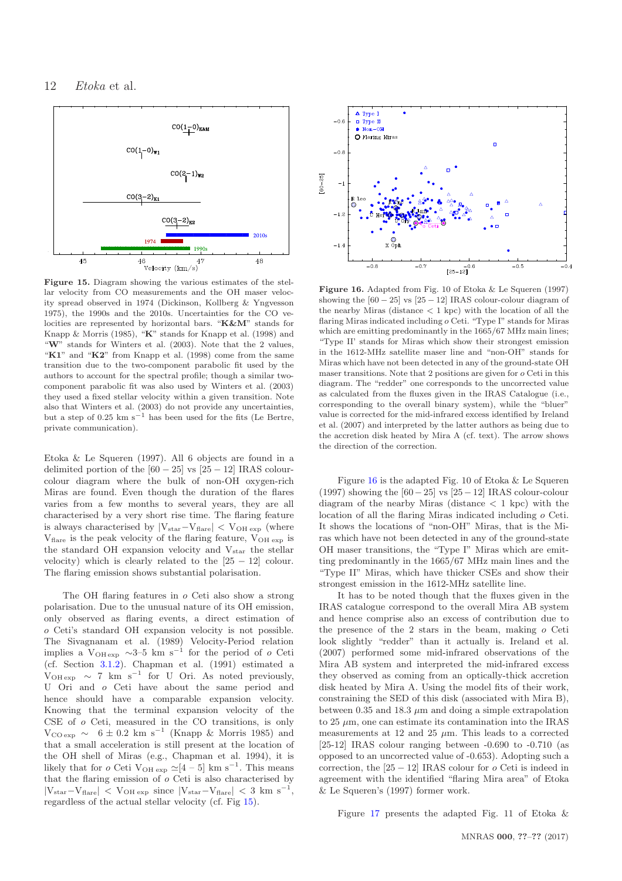**Figure 15.** Diagram showing the various estimates of the stellar velocity spread observed in 1974 (Dickinson, Kollberg & Yngvesson 1975), the 1990s and the 2010s. Uncertainties for the CO velocities are represented by horizontal bars. "**K&M**" stands for Knapp & Morris (1985), "**K**" stands for Knapp et al. (1998) and "**W**" stands for Winters et al. (2003). Note that the 2 values, "**K1**" and "**K2**" from Knapp et al. (1998) come from the same transition due to the two-component parabolic fit used by the authors to account for the spectral profile; though a similar two-component parabolic fit was also used by Winters et al. (2003) they used a fixed stellar velocity within a given transition. Note also that Winters et al. (2003) do not provide any uncertainties, but a step of 0.25 km s$^{-1}$ has been used for the fits (Le Bertre, private communication).

**Figure 16.** Adapted from Fig. 10 of Etoka & Le Squeren (1997) showing the $[60-25]$ vs $[25-12]$ IRAS colour-colour diagram of the nearby Miras (distance < 1 kpc) with the location of all the flaring Miras indicated including *o* Ceti. "Type I" stands for Miras which are emitting predominantly in the 1665/67 MHz main lines; "Type II' stands for Miras which show their strongest emission in the 1612-MHz satellite maser line and "non-OH" stands for Miras which have not been detected in any of the ground-state OH maser transitions. Note that 2 positions are given for *o* Ceti in this diagram. The "redder" one corresponds to the uncorrected value as calculated from the fluxes given in the IRAS Catalogue (i.e., corresponding to the overall binary system), while the "bluer" value is corrected for the mid-infrared excess identified by Ireland et al. (2007) and interpreted by the latter authors as being due to the accretion disk heated by Mira A (cf. text). The arrow shows the direction of the correction.

Etoka & Le Squeren (1997). All 6 objects are found in a delimited portion of the $[60-25]$ vs $[25-12]$ IRAS colour-colour diagram where the bulk of non-OH oxygen-rich Miras are found. Even though the duration of the flares varies from a few months to several years, they are all characterised by a very short rise time. The flaring feature is always characterised by $|V_{\rm star}-V_{\rm flare}| < V_{\rm OH\ exp}$ (where $V_{\rm flare}$ is the peak velocity of the flaring feature, $V_{\rm OH\ exp}$ is the standard OH expansion velocity and $V_{\rm star}$ the stellar velocity) which is clearly related to the $[25-12]$ colour. The flaring emission shows substantial polarisation.

The OH flaring features in *o* Ceti also show a strong polarisation. Due to the unusual nature of its OH emission, only observed as flaring events, a direct estimation of *o* Ceti's standard OH expansion velocity is not possible. The Sivagnanam et al. (1989) Velocity-Period relation implies a $V_{\rm OH\,exp}$ ∼3–5 km s$^{-1}$ for the period of *o* Ceti (cf. Section 3.1.2). Chapman et al. (1991) estimated a $V_{\rm OH\,exp}$ ∼ 7 km s$^{-1}$ for U Ori. As noted previously, U Ori and *o* Ceti have about the same period and hence should have a comparable expansion velocity. Knowing that the terminal expansion velocity of the CSE of *o* Ceti, measured in the CO transitions, is only $V_{\rm CO\,exp}$ ∼ $6 \pm 0.2$ km s$^{-1}$ (Knapp & Morris 1985) and that a small acceleration is still present at the location of the OH shell of Miras (e.g., Chapman et al. 1994), it is likely that for *o* Ceti $V_{\rm OH\ exp} \simeq [4-5]$ km s$^{-1}$. This means that the flaring emission of *o* Ceti is also characterised by $|V_{\rm star}-V_{\rm flare}| < V_{\rm OH\ exp}$ since $|V_{\rm star}-V_{\rm flare}| < 3$ km s$^{-1}$, regardless of the actual stellar velocity (cf. Fig 15).

Figure 16 is the adapted Fig. 10 of Etoka & Le Squeren (1997) showing the $[60-25]$ vs $[25-12]$ IRAS colour-colour diagram of the nearby Miras (distance < 1 kpc) with the location of all the flaring Miras indicated including *o* Ceti. It shows the locations of "non-OH" Miras, that is the Miras which have not been detected in any of the ground-state OH maser transitions, the "Type I" Miras which are emitting predominantly in the 1665/67 MHz main lines and the "Type II" Miras, which have thicker CSEs and show their strongest emission in the 1612-MHz satellite line.

It has to be noted though that the fluxes given in the IRAS catalogue correspond to the overall Mira AB system and hence comprise also an excess of contribution due to the presence of the 2 stars in the beam, making *o* Ceti look slightly "redder" than it actually is. Ireland et al. (2007) performed some mid-infrared observations of the Mira AB system and interpreted the mid-infrared excess they observed as coming from an optically-thick accretion disk heated by Mira A. Using the model fits of their work, constraining the SED of this disk (associated with Mira B), between 0.35 and 18.3 $\mu$m and doing a simple extrapolation to 25 $\mu$m, one can estimate its contamination into the IRAS measurements at 12 and 25 $\mu$m. This leads to a corrected [25-12] IRAS colour ranging between -0.690 to -0.710 (as opposed to an uncorrected value of -0.653). Adopting such a correction, the $[25-12]$ IRAS colour for *o* Ceti is indeed in agreement with the identified "flaring Mira area" of Etoka & Le Squeren's (1997) former work.

Figure 17 presents the adapted Fig. 11 of Etoka &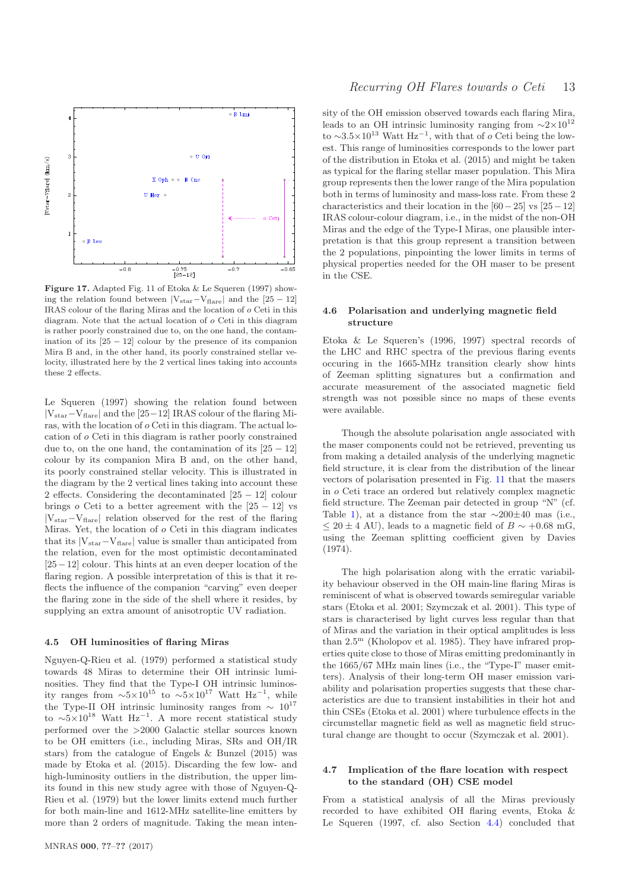**Figure 17.** Adapted Fig. 11 of Etoka & Le Squeren (1997) showing the relation found between $|V_{star}-V_{flare}|$ and the $[25-12]$ IRAS colour of the flaring Miras and the location of *o* Ceti in this diagram. Note that the actual location of *o* Ceti in this diagram is rather poorly constrained due to, on the one hand, the contamination of its $[25-12]$ colour by the presence of its companion Mira B and, in the other hand, its poorly constrained stellar velocity, illustrated here by the 2 vertical lines taking into accounts these 2 effects.

Le Squeren (1997) showing the relation found between $|V_{star}-V_{flare}|$ and the $[25-12]$ IRAS colour of the flaring Miras, with the location of *o* Ceti in this diagram. The actual location of *o* Ceti in this diagram is rather poorly constrained due to, on the one hand, the contamination of its $[25-12]$ colour by its companion Mira B and, on the other hand, its poorly constrained stellar velocity. This is illustrated in the diagram by the 2 vertical lines taking into account these 2 effects. Considering the decontaminated $[25-12]$ colour brings *o* Ceti to a better agreement with the $[25-12]$ vs $|V_{star}-V_{flare}|$ relation observed for the rest of the flaring Miras. Yet, the location of *o* Ceti in this diagram indicates that its $|V_{star}-V_{flare}|$ value is smaller than anticipated from the relation, even for the most optimistic decontaminated $[25-12]$ colour. This hints at an even deeper location of the flaring region. A possible interpretation of this is that it reflects the influence of the companion "carving" even deeper the flaring zone in the side of the shell where it resides, by supplying an extra amount of anisotroptic UV radiation.

### 4.5 OH luminosities of flaring Miras

Nguyen-Q-Rieu et al. (1979) performed a statistical study towards 48 Miras to determine their OH intrinsic luminosities. They find that the Type-I OH intrinsic luminosity ranges from $\sim5\times10^{15}$ to $\sim5\times10^{17}$ Watt Hz$^{-1}$, while the Type-II OH intrinsic luminosity ranges from $\sim10^{17}$ to $\sim5\times10^{18}$ Watt Hz$^{-1}$. A more recent statistical study performed over the >2000 Galactic stellar sources known to be OH emitters (i.e., including Miras, SRs and OH/IR stars) from the catalogue of Engels & Bunzel (2015) was made by Etoka et al. (2015). Discarding the few low- and high-luminosity outliers in the distribution, the upper limits found in this new study agree with those of Nguyen-Q-Rieu et al. (1979) but the lower limits extend much further for both main-line and 1612-MHz satellite-line emitters by more than 2 orders of magnitude. Taking the mean intensity of the OH emission observed towards each flaring Mira, leads to an OH intrinsic luminosity ranging from $\sim2\times10^{12}$ to $\sim3.5\times10^{13}$ Watt Hz$^{-1}$, with that of *o* Ceti being the lowest. This range of luminosities corresponds to the lower part of the distribution in Etoka et al. (2015) and might be taken as typical for the flaring stellar maser population. This Mira group represents then the lower range of the Mira population both in terms of luminosity and mass-loss rate. From these 2 characteristics and their location in the $[60-25]$ vs $[25-12]$ IRAS colour-colour diagram, i.e., in the midst of the non-OH Miras and the edge of the Type-I Miras, one plausible interpretation is that this group represent a transition between the 2 populations, pinpointing the lower limits in terms of physical properties needed for the OH maser to be present in the CSE.

### 4.6 Polarisation and underlying magnetic field structure

Etoka & Le Squeren's (1996, 1997) spectral records of the LHC and RHC spectra of the previous flaring events occuring in the 1665-MHz transition clearly show hints of Zeeman splitting signatures but a confirmation and accurate measurement of the associated magnetic field strength was not possible since no maps of these events were available.

Though the absolute polarisation angle associated with the maser components could not be retrieved, preventing us from making a detailed analysis of the underlying magnetic field structure, it is clear from the distribution of the linear vectors of polarisation presented in Fig. 11 that the masers in *o* Ceti trace an ordered but relatively complex magnetic field structure. The Zeeman pair detected in group "N" (cf. Table 1), at a distance from the star $\sim200\pm40$ mas (i.e., $\leq 20\pm4$ AU), leads to a magnetic field of $B\sim+0.68$ mG, using the Zeeman splitting coefficient given by Davies (1974).

The high polarisation along with the erratic variability behaviour observed in the OH main-line flaring Miras is reminiscent of what is observed towards semiregular variable stars (Etoka et al. 2001; Szymczak et al. 2001). This type of stars is characterised by light curves less regular than that of Miras and the variation in their optical amplitudes is less than $2.5^{m}$ (Kholopov et al. 1985). They have infrared properties quite close to those of Miras emitting predominantly in the 1665/67 MHz main lines (i.e., the "Type-I" maser emitters). Analysis of their long-term OH maser emission variability and polarisation properties suggests that these characteristics are due to transient instabilities in their hot and thin CSEs (Etoka et al. 2001) where turbulence effects in the circumstellar magnetic field as well as magnetic field structural change are thought to occur (Szymczak et al. 2001).

### 4.7 Implication of the flare location with respect to the standard (OH) CSE model

From a statistical analysis of all the Miras previously recorded to have exhibited OH flaring events, Etoka & Le Squeren (1997, cf. also Section 4.4) concluded that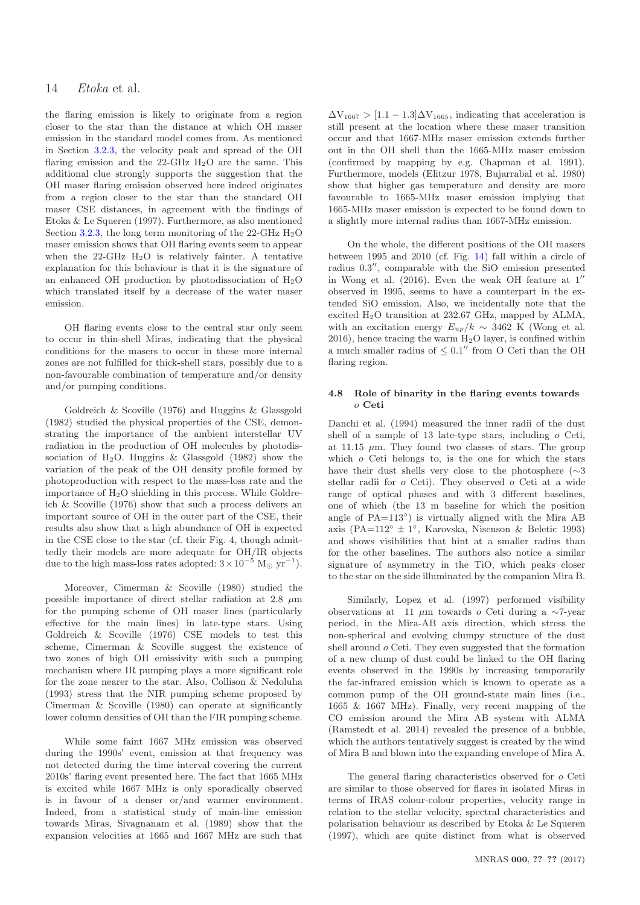the flaring emission is likely to originate from a region closer to the star than the distance at which OH maser emission in the standard model comes from. As mentioned in Section 3.2.3, the velocity peak and spread of the OH flaring emission and the 22-GHz $H_2O$ are the same. This additional clue strongly supports the suggestion that the OH maser flaring emission observed here indeed originates from a region closer to the star than the standard OH maser CSE distances, in agreement with the findings of Etoka & Le Squeren (1997). Furthermore, as also mentioned Section 3.2.3, the long term monitoring of the 22-GHz $H_2O$ maser emission shows that OH flaring events seem to appear when the 22-GHz $H_2O$ is relatively fainter. A tentative explanation for this behaviour is that it is the signature of an enhanced OH production by photodissociation of $H_2O$ which translated itself by a decrease of the water maser emission.

OH flaring events close to the central star only seem to occur in thin-shell Miras, indicating that the physical conditions for the masers to occur in these more internal zones are not fulfilled for thick-shell stars, possibly due to a non-favourable combination of temperature and/or density and/or pumping conditions.

Goldreich & Scoville (1976) and Huggins & Glassgold (1982) studied the physical properties of the CSE, demonstrating the importance of the ambient interstellar UV radiation in the production of OH molecules by photodissociation of $H_2O$. Huggins & Glassgold (1982) show the variation of the peak of the OH density profile formed by photoproduction with respect to the mass-loss rate and the importance of $H_2O$ shielding in this process. While Goldreich & Scoville (1976) show that such a process delivers an important source of OH in the outer part of the CSE, their results also show that a high abundance of OH is expected in the CSE close to the star (cf. their Fig. 4, though admittedly their models are more adequate for OH/IR objects due to the high mass-loss rates adopted: $3\times10^{-5}$ $M_\odot$ $yr^{-1}$).

Moreover, Cimerman & Scoville (1980) studied the possible importance of direct stellar radiation at 2.8 $\mu$m for the pumping scheme of OH maser lines (particularly effective for the main lines) in late-type stars. Using Goldreich & Scoville (1976) CSE models to test this scheme, Cimerman & Scoville suggest the existence of two zones of high OH emissivity with such a pumping mechanism where IR pumping plays a more significant role for the zone nearer to the star. Also, Collison & Nedoluha (1993) stress that the NIR pumping scheme proposed by Cimerman & Scoville (1980) can operate at significantly lower column densities of OH than the FIR pumping scheme.

While some faint 1667 MHz emission was observed during the 1990s' event, emission at that frequency was not detected during the time interval covering the current 2010s' flaring event presented here. The fact that 1665 MHz is excited while 1667 MHz is only sporadically observed is in favour of a denser or/and warmer environment. Indeed, from a statistical study of main-line emission towards Miras, Sivagnanam et al. (1989) show that the expansion velocities at 1665 and 1667 MHz are such that $\Delta V_{1667} > [1.1-1.3]\Delta V_{1665}$, indicating that acceleration is still present at the location where these maser transition occur and that 1667-MHz maser emission extends further out in the OH shell than the 1665-MHz maser emission (confirmed by mapping by e.g. Chapman et al. 1991). Furthermore, models (Elitzur 1978, Bujarrabal et al. 1980) show that higher gas temperature and density are more favourable to 1665-MHz maser emission implying that 1665-MHz maser emission is expected to be found down to a slightly more internal radius than 1667-MHz emission.

On the whole, the different positions of the OH masers between 1995 and 2010 (cf. Fig. 14) fall within a circle of radius 0.3″, comparable with the SiO emission presented in Wong et al. (2016). Even the weak OH feature at 1″ observed in 1995, seems to have a counterpart in the extended SiO emission. Also, we incidentally note that the excited $H_2O$ transition at 232.67 GHz, mapped by ALMA, with an excitation energy $E_{up}/k \sim 3462$ K (Wong et al. 2016), hence tracing the warm $H_2O$ layer, is confined within a much smaller radius of $\leq 0.1''$ from O Ceti than the OH flaring region.

### 4.8 Role of binarity in the flaring events towards *o* Ceti

Danchi et al. (1994) measured the inner radii of the dust shell of a sample of 13 late-type stars, including *o* Ceti, at 11.15 $\mu$m. They found two classes of stars. The group which *o* Ceti belongs to, is the one for which the stars have their dust shells very close to the photosphere ($\sim$3 stellar radii for *o* Ceti). They observed *o* Ceti at a wide range of optical phases and with 3 different baselines, one of which (the 13 m baseline for which the position angle of PA=113°) is virtually aligned with the Mira AB axis (PA=112° ± 1°, Karovska, Nisenson & Beletic 1993) and shows visibilities that hint at a smaller radius than for the other baselines. The authors also notice a similar signature of asymmetry in the TiO, which peaks closer to the star on the side illuminated by the companion Mira B.

Similarly, Lopez et al. (1997) performed visibility observations at 11 $\mu$m towards *o* Ceti during a $\sim$7-year period, in the Mira-AB axis direction, which stress the non-spherical and evolving clumpy structure of the dust shell around *o* Ceti. They even suggested that the formation of a new clump of dust could be linked to the OH flaring events observed in the 1990s by increasing temporarily the far-infrared emission which is known to operate as a common pump of the OH ground-state main lines (i.e., 1665 & 1667 MHz). Finally, very recent mapping of the CO emission around the Mira AB system with ALMA (Ramstedt et al. 2014) revealed the presence of a bubble, which the authors tentatively suggest is created by the wind of Mira B and blown into the expanding envelope of Mira A.

The general flaring characteristics observed for *o* Ceti are similar to those observed for flares in isolated Miras in terms of IRAS colour-colour properties, velocity range in relation to the stellar velocity, spectral characteristics and polarisation behaviour as described by Etoka & Le Squeren (1997), which are quite distinct from what is observed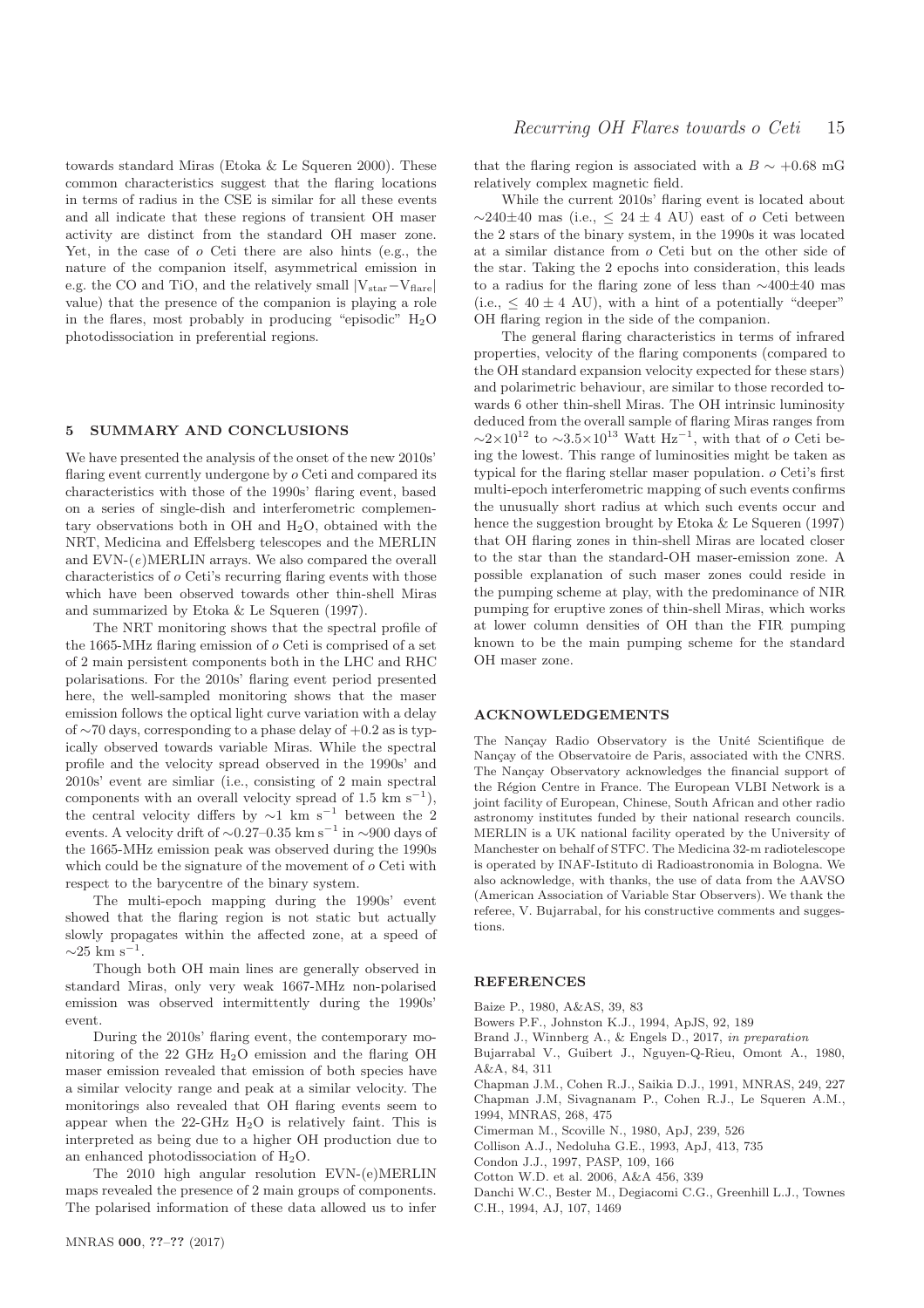towards standard Miras (Etoka & Le Squeren 2000). These common characteristics suggest that the flaring locations in terms of radius in the CSE is similar for all these events and all indicate that these regions of transient OH maser activity are distinct from the standard OH maser zone. Yet, in the case of *o* Ceti there are also hints (e.g., the nature of the companion itself, asymmetrical emission in e.g. the CO and TiO, and the relatively small $|V_{\rm star}-V_{\rm flare}|$ value) that the presence of the companion is playing a role in the flares, most probably in producing "episodic" $H_2O$ photodissociation in preferential regions.

## 5 SUMMARY AND CONCLUSIONS

We have presented the analysis of the onset of the new 2010s' flaring event currently undergone by *o* Ceti and compared its characteristics with those of the 1990s' flaring event, based on a series of single-dish and interferometric complementary observations both in OH and $H_2O$, obtained with the NRT, Medicina and Effelsberg telescopes and the MERLIN and EVN-(*e*)MERLIN arrays. We also compared the overall characteristics of *o* Ceti's recurring flaring events with those which have been observed towards other thin-shell Miras and summarized by Etoka & Le Squeren (1997).

The NRT monitoring shows that the spectral profile of the 1665-MHz flaring emission of *o* Ceti is comprised of a set of 2 main persistent components both in the LHC and RHC polarisations. For the 2010s' flaring event period presented here, the well-sampled monitoring shows that the maser emission follows the optical light curve variation with a delay of ∼70 days, corresponding to a phase delay of +0.2 as is typically observed towards variable Miras. While the spectral profile and the velocity spread observed in the 1990s' and 2010s' event are simliar (i.e., consisting of 2 main spectral components with an overall velocity spread of 1.5 km s$^{-1}$), the central velocity differs by ∼1 km s$^{-1}$ between the 2 events. A velocity drift of ∼0.27–0.35 km s$^{-1}$ in ∼900 days of the 1665-MHz emission peak was observed during the 1990s which could be the signature of the movement of *o* Ceti with respect to the barycentre of the binary system.

The multi-epoch mapping during the 1990s' event showed that the flaring region is not static but actually slowly propagates within the affected zone, at a speed of ∼25 km s$^{-1}$.

Though both OH main lines are generally observed in standard Miras, only very weak 1667-MHz non-polarised emission was observed intermittently during the 1990s' event.

During the 2010s' flaring event, the contemporary monitoring of the 22 GHz $H_2O$ emission and the flaring OH maser emission revealed that emission of both species have a similar velocity range and peak at a similar velocity. The monitorings also revealed that OH flaring events seem to appear when the 22-GHz $H_2O$ is relatively faint. This is interpreted as being due to a higher OH production due to an enhanced photodissociation of $H_2O$.

The 2010 high angular resolution EVN-(e)MERLIN maps revealed the presence of 2 main groups of components. The polarised information of these data allowed us to infer that the flaring region is associated with a $B \sim +0.68$ mG relatively complex magnetic field.

While the current 2010s' flaring event is located about ∼240±40 mas (i.e., ≤ 24 ± 4 AU) east of *o* Ceti between the 2 stars of the binary system, in the 1990s it was located at a similar distance from *o* Ceti but on the other side of the star. Taking the 2 epochs into consideration, this leads to a radius for the flaring zone of less than ∼400±40 mas (i.e., ≤ 40 ± 4 AU), with a hint of a potentially "deeper" OH flaring region in the side of the companion.

The general flaring characteristics in terms of infrared properties, velocity of the flaring components (compared to the OH standard expansion velocity expected for these stars) and polarimetric behaviour, are similar to those recorded towards 6 other thin-shell Miras. The OH intrinsic luminosity deduced from the overall sample of flaring Miras ranges from $\sim2\times10^{12}$ to $\sim3.5\times10^{13}$ Watt Hz$^{-1}$, with that of *o* Ceti being the lowest. This range of luminosities might be taken as typical for the flaring stellar maser population. *o* Ceti's first multi-epoch interferometric mapping of such events confirms the unusually short radius at which such events occur and hence the suggestion brought by Etoka & Le Squeren (1997) that OH flaring zones in thin-shell Miras are located closer to the star than the standard-OH maser-emission zone. A possible explanation of such maser zones could reside in the pumping scheme at play, with the predominance of NIR pumping for eruptive zones of thin-shell Miras, which works at lower column densities of OH than the FIR pumping known to be the main pumping scheme for the standard OH maser zone.

## ACKNOWLEDGEMENTS

The Nançay Radio Observatory is the Unité Scientifique de Nançay of the Observatoire de Paris, associated with the CNRS. The Nançay Observatory acknowledges the financial support of the Région Centre in France. The European VLBI Network is a joint facility of European, Chinese, South African and other radio astronomy institutes funded by their national research councils. MERLIN is a UK national facility operated by the University of Manchester on behalf of STFC. The Medicina 32-m radiotelescope is operated by INAF-Istituto di Radioastronomia in Bologna. We also acknowledge, with thanks, the use of data from the AAVSO (American Association of Variable Star Observers). We thank the referee, V. Bujarrabal, for his constructive comments and suggestions.

## REFERENCES

Baize P., 1980, A&AS, 39, 83

Bowers P.F., Johnston K.J., 1994, ApJS, 92, 189

Brand J., Winnberg A., & Engels D., 2017, *in preparation*

Bujarrabal V., Guibert J., Nguyen-Q-Rieu, Omont A., 1980, A&A, 84, 311

Chapman J.M., Cohen R.J., Saikia D.J., 1991, MNRAS, 249, 227

Chapman J.M, Sivagnanam P., Cohen R.J., Le Squeren A.M., 1994, MNRAS, 268, 475

Cimerman M., Scoville N., 1980, ApJ, 239, 526

Collison A.J., Nedoluha G.E., 1993, ApJ, 413, 735

Condon J.J., 1997, PASP, 109, 166

Cotton W.D. et al. 2006, A&A 456, 339

Danchi W.C., Bester M., Degiacomi C.G., Greenhill L.J., Townes C.H., 1994, AJ, 107, 1469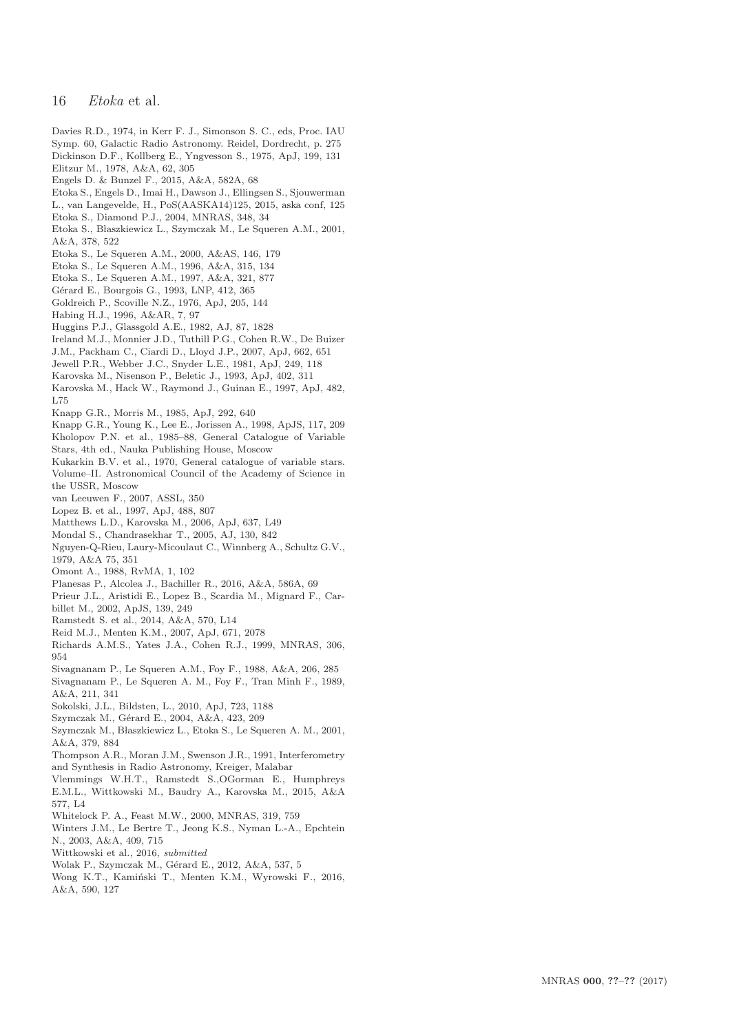Davies R.D., 1974, in Kerr F. J., Simonson S. C., eds, Proc. IAU Symp. 60, Galactic Radio Astronomy. Reidel, Dordrecht, p. 275

Dickinson D.F., Kollberg E., Yngvesson S., 1975, ApJ, 199, 131

Elitzur M., 1978, A&A, 62, 305

Engels D. & Bunzel F., 2015, A&A, 582A, 68

Etoka S., Engels D., Imai H., Dawson J., Ellingsen S., Sjouwerman L., van Langevelde, H., PoS(AASKA14)125, 2015, aska conf, 125

Etoka S., Diamond P.J., 2004, MNRAS, 348, 34

Etoka S., Błaszkiewicz L., Szymczak M., Le Squeren A.M., 2001, A&A, 378, 522

Etoka S., Le Squeren A.M., 2000, A&AS, 146, 179

Etoka S., Le Squeren A.M., 1996, A&A, 315, 134

Etoka S., Le Squeren A.M., 1997, A&A, 321, 877

Gérard E., Bourgois G., 1993, LNP, 412, 365

Goldreich P., Scoville N.Z., 1976, ApJ, 205, 144

Habing H.J., 1996, A&AR, 7, 97

Huggins P.J., Glassgold A.E., 1982, AJ, 87, 1828

Ireland M.J., Monnier J.D., Tuthill P.G., Cohen R.W., De Buizer J.M., Packham C., Ciardi D., Lloyd J.P., 2007, ApJ, 662, 651

Jewell P.R., Webber J.C., Snyder L.E., 1981, ApJ, 249, 118

Karovska M., Nisenson P., Beletic J., 1993, ApJ, 402, 311

Karovska M., Hack W., Raymond J., Guinan E., 1997, ApJ, 482, L75

Knapp G.R., Morris M., 1985, ApJ, 292, 640

Knapp G.R., Young K., Lee E., Jorissen A., 1998, ApJS, 117, 209

Kholopov P.N. et al., 1985–88, General Catalogue of Variable Stars, 4th ed., Nauka Publishing House, Moscow

Kukarkin B.V. et al., 1970, General catalogue of variable stars. Volume–II. Astronomical Council of the Academy of Science in the USSR, Moscow

van Leeuwen F., 2007, ASSL, 350

Lopez B. et al., 1997, ApJ, 488, 807

Matthews L.D., Karovska M., 2006, ApJ, 637, L49

Mondal S., Chandrasekhar T., 2005, AJ, 130, 842

Nguyen-Q-Rieu, Laury-Micoulaut C., Winnberg A., Schultz G.V., 1979, A&A 75, 351

Omont A., 1988, RvMA, 1, 102

Planesas P., Alcolea J., Bachiller R., 2016, A&A, 586A, 69

Prieur J.L., Aristidi E., Lopez B., Scardia M., Mignard F., Carbillet M., 2002, ApJS, 139, 249

Ramstedt S. et al., 2014, A&A, 570, L14

Reid M.J., Menten K.M., 2007, ApJ, 671, 2078

Richards A.M.S., Yates J.A., Cohen R.J., 1999, MNRAS, 306, 954

Sivagnanam P., Le Squeren A.M., Foy F., 1988, A&A, 206, 285

Sivagnanam P., Le Squeren A. M., Foy F., Tran Minh F., 1989, A&A, 211, 341

Sokolski, J.L., Bildsten, L., 2010, ApJ, 723, 1188

Szymczak M., Gérard E., 2004, A&A, 423, 209

Szymczak M., Błaszkiewicz L., Etoka S., Le Squeren A. M., 2001, A&A, 379, 884

Thompson A.R., Moran J.M., Swenson J.R., 1991, Interferometry and Synthesis in Radio Astronomy, Kreiger, Malabar

Vlemmings W.H.T., Ramstedt S.,OGorman E., Humphreys E.M.L., Wittkowski M., Baudry A., Karovska M., 2015, A&A 577, L4

Whitelock P. A., Feast M.W., 2000, MNRAS, 319, 759

Winters J.M., Le Bertre T., Jeong K.S., Nyman L.-A., Epchtein N., 2003, A&A, 409, 715

Wittkowski et al., 2016, *submitted*

Wolak P., Szymczak M., Gérard E., 2012, A&A, 537, 5

Wong K.T., Kamiński T., Menten K.M., Wyrowski F., 2016, A&A, 590, 127